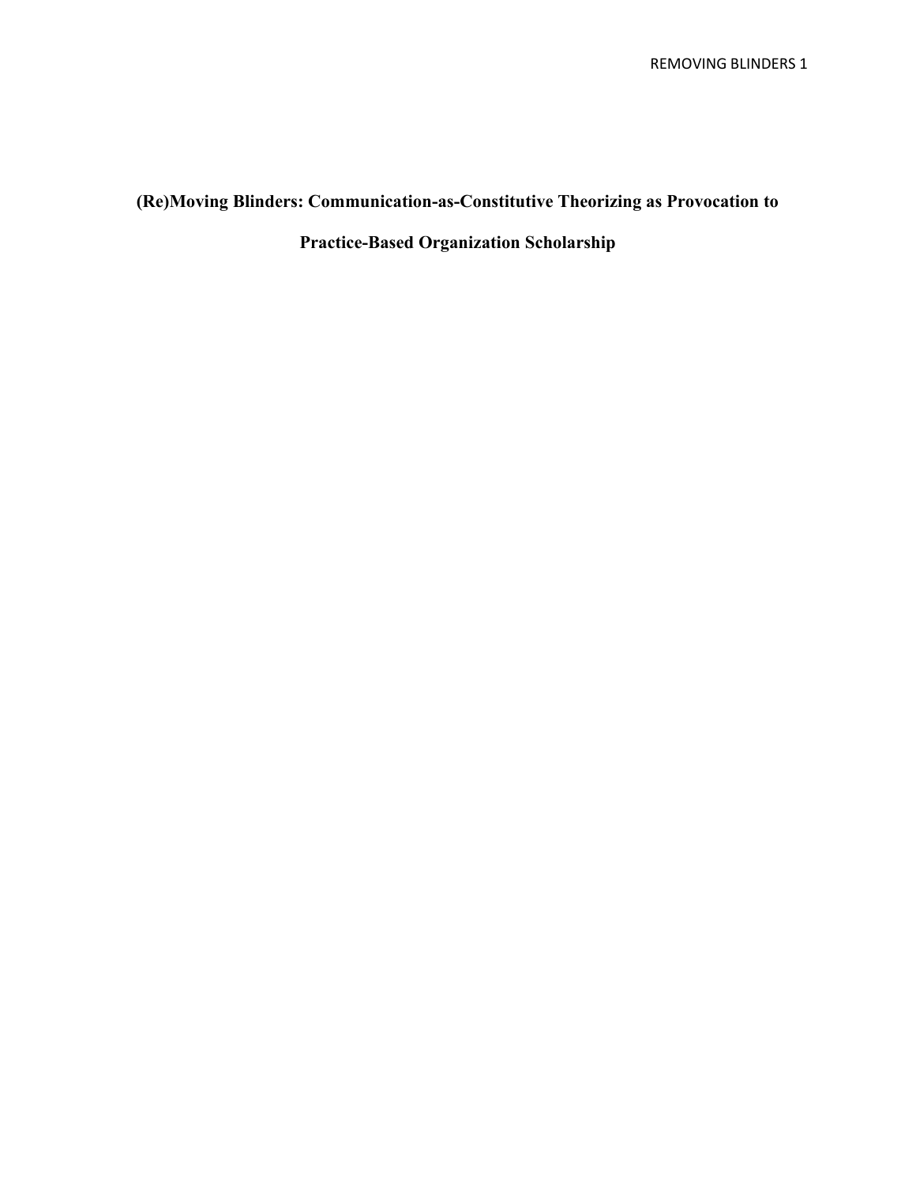# (Re)Moving Blinders: Communication-as-Constitutive Theorizing as Provocation to Practice-Based Organization Scholarship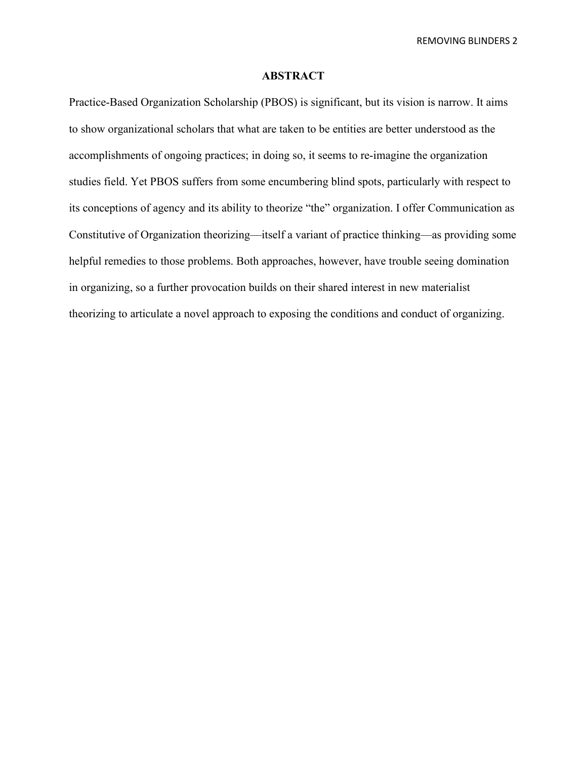## ABSTRACT

Practice-Based Organization Scholarship (PBOS) is significant, but its vision is narrow. It aims to show organizational scholars that what are taken to be entities are better understood as the accomplishments of ongoing practices; in doing so, it seems to re-imagine the organization studies field. Yet PBOS suffers from some encumbering blind spots, particularly with respect to its conceptions of agency and its ability to theorize "the" organization. I offer Communication as Constitutive of Organization theorizing—itself a variant of practice thinking—as providing some helpful remedies to those problems. Both approaches, however, have trouble seeing domination in organizing, so a further provocation builds on their shared interest in new materialist theorizing to articulate a novel approach to exposing the conditions and conduct of organizing.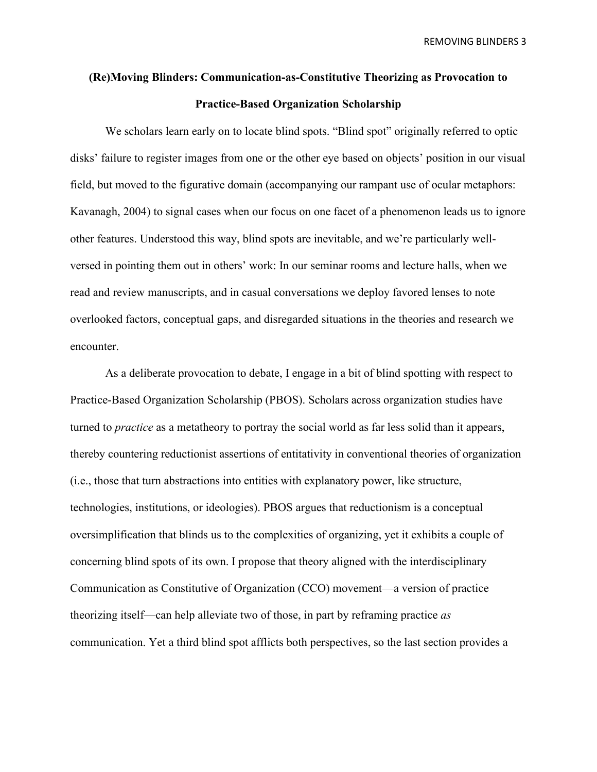# (Re)Moving Blinders: Communication-as-Constitutive Theorizing as Provocation to Practice-Based Organization Scholarship

We scholars learn early on to locate blind spots. "Blind spot" originally referred to optic disks' failure to register images from one or the other eye based on objects' position in our visual field, but moved to the figurative domain (accompanying our rampant use of ocular metaphors: Kavanagh, 2004) to signal cases when our focus on one facet of a phenomenon leads us to ignore other features. Understood this way, blind spots are inevitable, and we're particularly well-versed in pointing them out in others' work: In our seminar rooms and lecture halls, when we read and review manuscripts, and in casual conversations we deploy favored lenses to note overlooked factors, conceptual gaps, and disregarded situations in the theories and research we encounter.

As a deliberate provocation to debate, I engage in a bit of blind spotting with respect to Practice-Based Organization Scholarship (PBOS). Scholars across organization studies have turned to *practice* as a metatheory to portray the social world as far less solid than it appears, thereby countering reductionist assertions of entitativity in conventional theories of organization (i.e., those that turn abstractions into entities with explanatory power, like structure, technologies, institutions, or ideologies). PBOS argues that reductionism is a conceptual oversimplification that blinds us to the complexities of organizing, yet it exhibits a couple of concerning blind spots of its own. I propose that theory aligned with the interdisciplinary Communication as Constitutive of Organization (CCO) movement—a version of practice theorizing itself—can help alleviate two of those, in part by reframing practice *as* communication. Yet a third blind spot afflicts both perspectives, so the last section provides a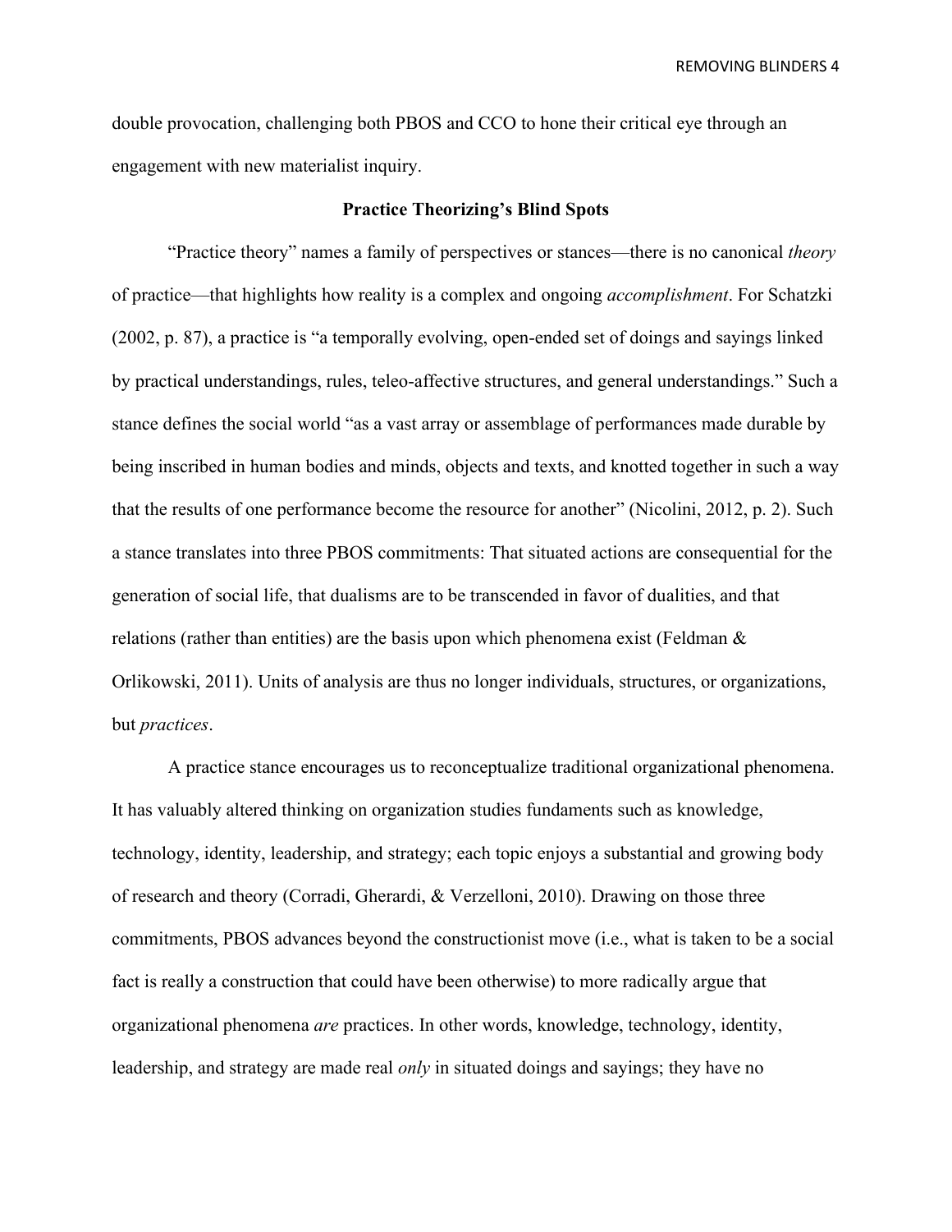double provocation, challenging both PBOS and CCO to hone their critical eye through an engagement with new materialist inquiry.

## Practice Theorizing's Blind Spots

"Practice theory" names a family of perspectives or stances—there is no canonical *theory* of practice—that highlights how reality is a complex and ongoing *accomplishment*. For Schatzki (2002, p. 87), a practice is "a temporally evolving, open-ended set of doings and sayings linked by practical understandings, rules, teleo-affective structures, and general understandings." Such a stance defines the social world "as a vast array or assemblage of performances made durable by being inscribed in human bodies and minds, objects and texts, and knotted together in such a way that the results of one performance become the resource for another" (Nicolini, 2012, p. 2). Such a stance translates into three PBOS commitments: That situated actions are consequential for the generation of social life, that dualisms are to be transcended in favor of dualities, and that relations (rather than entities) are the basis upon which phenomena exist (Feldman & Orlikowski, 2011). Units of analysis are thus no longer individuals, structures, or organizations, but *practices*.

A practice stance encourages us to reconceptualize traditional organizational phenomena. It has valuably altered thinking on organization studies fundaments such as knowledge, technology, identity, leadership, and strategy; each topic enjoys a substantial and growing body of research and theory (Corradi, Gherardi, & Verzelloni, 2010). Drawing on those three commitments, PBOS advances beyond the constructionist move (i.e., what is taken to be a social fact is really a construction that could have been otherwise) to more radically argue that organizational phenomena *are* practices. In other words, knowledge, technology, identity, leadership, and strategy are made real *only* in situated doings and sayings; they have no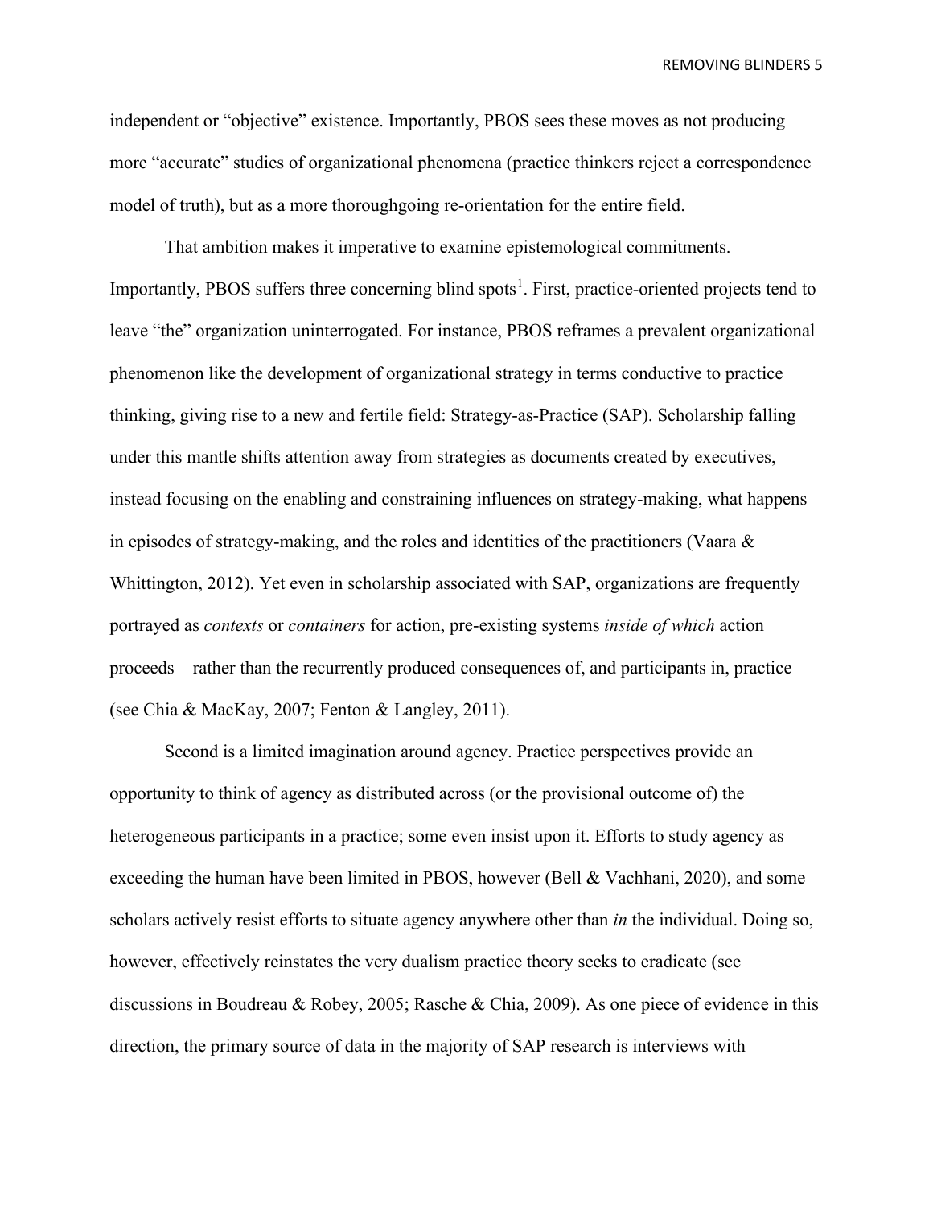independent or "objective" existence. Importantly, PBOS sees these moves as not producing more "accurate" studies of organizational phenomena (practice thinkers reject a correspondence model of truth), but as a more thoroughgoing re-orientation for the entire field.

That ambition makes it imperative to examine epistemological commitments. Importantly, PBOS suffers three concerning blind spots[1]. First, practice-oriented projects tend to leave "the" organization uninterrogated. For instance, PBOS reframes a prevalent organizational phenomenon like the development of organizational strategy in terms conductive to practice thinking, giving rise to a new and fertile field: Strategy-as-Practice (SAP). Scholarship falling under this mantle shifts attention away from strategies as documents created by executives, instead focusing on the enabling and constraining influences on strategy-making, what happens in episodes of strategy-making, and the roles and identities of the practitioners (Vaara & Whittington, 2012). Yet even in scholarship associated with SAP, organizations are frequently portrayed as *contexts* or *containers* for action, pre-existing systems *inside of which* action proceeds—rather than the recurrently produced consequences of, and participants in, practice (see Chia & MacKay, 2007; Fenton & Langley, 2011).

Second is a limited imagination around agency. Practice perspectives provide an opportunity to think of agency as distributed across (or the provisional outcome of) the heterogeneous participants in a practice; some even insist upon it. Efforts to study agency as exceeding the human have been limited in PBOS, however (Bell & Vachhani, 2020), and some scholars actively resist efforts to situate agency anywhere other than *in* the individual. Doing so, however, effectively reinstates the very dualism practice theory seeks to eradicate (see discussions in Boudreau & Robey, 2005; Rasche & Chia, 2009). As one piece of evidence in this direction, the primary source of data in the majority of SAP research is interviews with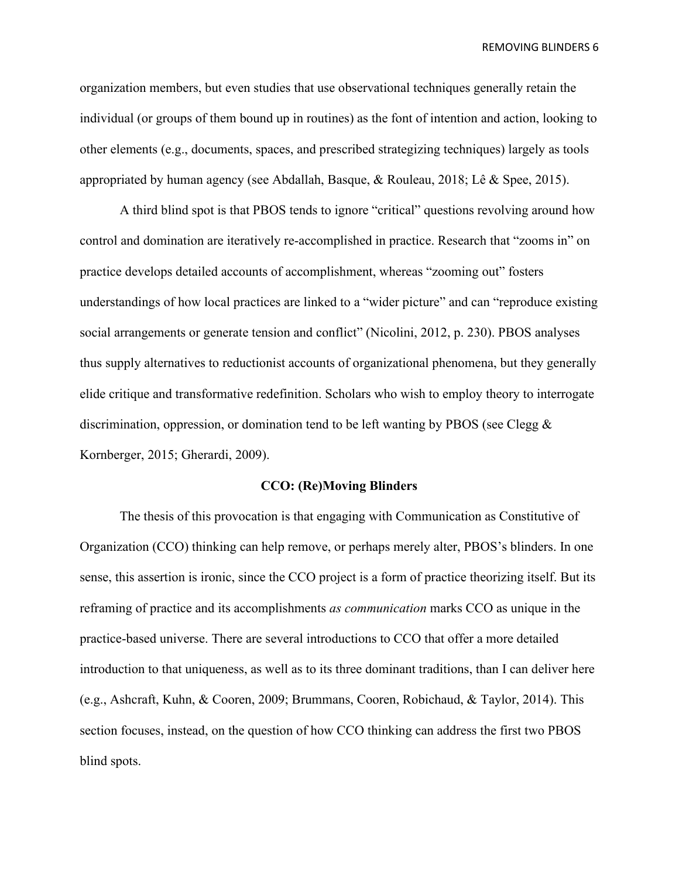organization members, but even studies that use observational techniques generally retain the individual (or groups of them bound up in routines) as the font of intention and action, looking to other elements (e.g., documents, spaces, and prescribed strategizing techniques) largely as tools appropriated by human agency (see Abdallah, Basque, & Rouleau, 2018; Lê & Spee, 2015).

A third blind spot is that PBOS tends to ignore "critical" questions revolving around how control and domination are iteratively re-accomplished in practice. Research that "zooms in" on practice develops detailed accounts of accomplishment, whereas "zooming out" fosters understandings of how local practices are linked to a "wider picture" and can "reproduce existing social arrangements or generate tension and conflict" (Nicolini, 2012, p. 230). PBOS analyses thus supply alternatives to reductionist accounts of organizational phenomena, but they generally elide critique and transformative redefinition. Scholars who wish to employ theory to interrogate discrimination, oppression, or domination tend to be left wanting by PBOS (see Clegg & Kornberger, 2015; Gherardi, 2009).

## CCO: (Re)Moving Blinders

The thesis of this provocation is that engaging with Communication as Constitutive of Organization (CCO) thinking can help remove, or perhaps merely alter, PBOS's blinders. In one sense, this assertion is ironic, since the CCO project is a form of practice theorizing itself. But its reframing of practice and its accomplishments *as communication* marks CCO as unique in the practice-based universe. There are several introductions to CCO that offer a more detailed introduction to that uniqueness, as well as to its three dominant traditions, than I can deliver here (e.g., Ashcraft, Kuhn, & Cooren, 2009; Brummans, Cooren, Robichaud, & Taylor, 2014). This section focuses, instead, on the question of how CCO thinking can address the first two PBOS blind spots.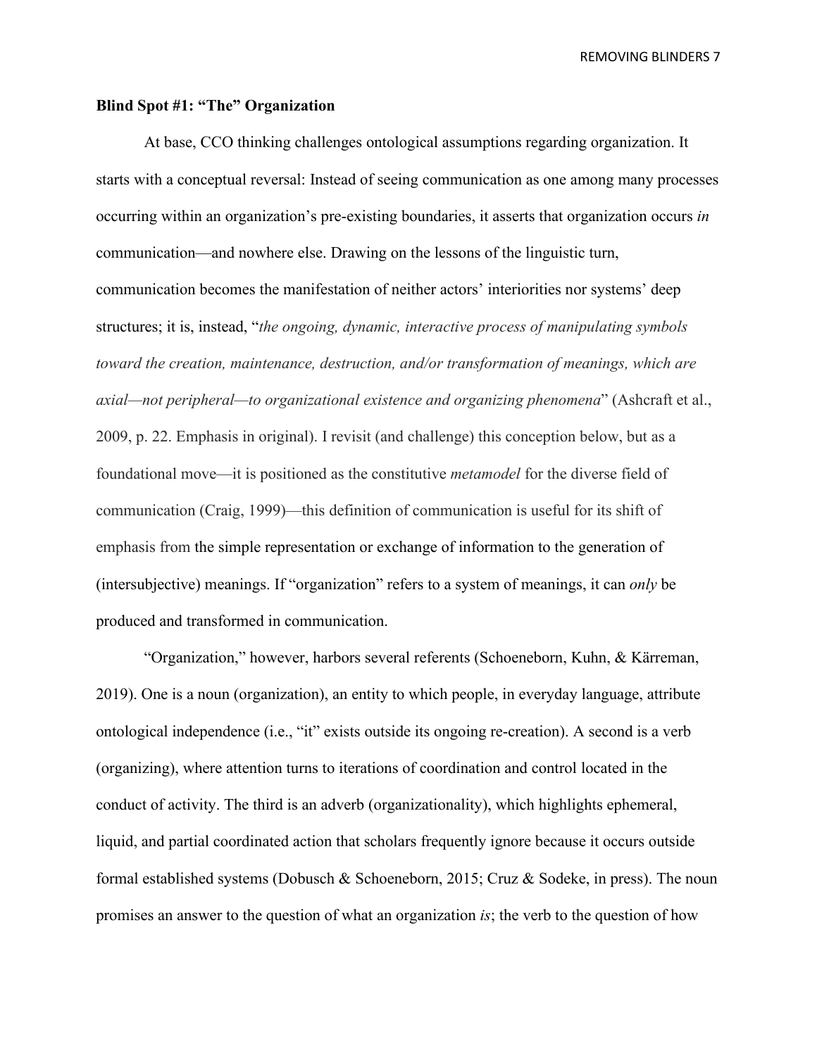### Blind Spot #1: "The" Organization

At base, CCO thinking challenges ontological assumptions regarding organization. It starts with a conceptual reversal: Instead of seeing communication as one among many processes occurring within an organization's pre-existing boundaries, it asserts that organization occurs *in* communication—and nowhere else. Drawing on the lessons of the linguistic turn, communication becomes the manifestation of neither actors' interiorities nor systems' deep structures; it is, instead, "*the ongoing, dynamic, interactive process of manipulating symbols toward the creation, maintenance, destruction, and/or transformation of meanings, which are axial—not peripheral—to organizational existence and organizing phenomena*" (Ashcraft et al., 2009, p. 22. Emphasis in original). I revisit (and challenge) this conception below, but as a foundational move—it is positioned as the constitutive *metamodel* for the diverse field of communication (Craig, 1999)—this definition of communication is useful for its shift of emphasis from the simple representation or exchange of information to the generation of (intersubjective) meanings. If "organization" refers to a system of meanings, it can *only* be produced and transformed in communication.

"Organization," however, harbors several referents (Schoeneborn, Kuhn, & Kärreman, 2019). One is a noun (organization), an entity to which people, in everyday language, attribute ontological independence (i.e., "it" exists outside its ongoing re-creation). A second is a verb (organizing), where attention turns to iterations of coordination and control located in the conduct of activity. The third is an adverb (organizationality), which highlights ephemeral, liquid, and partial coordinated action that scholars frequently ignore because it occurs outside formal established systems (Dobusch & Schoeneborn, 2015; Cruz & Sodeke, in press). The noun promises an answer to the question of what an organization *is*; the verb to the question of how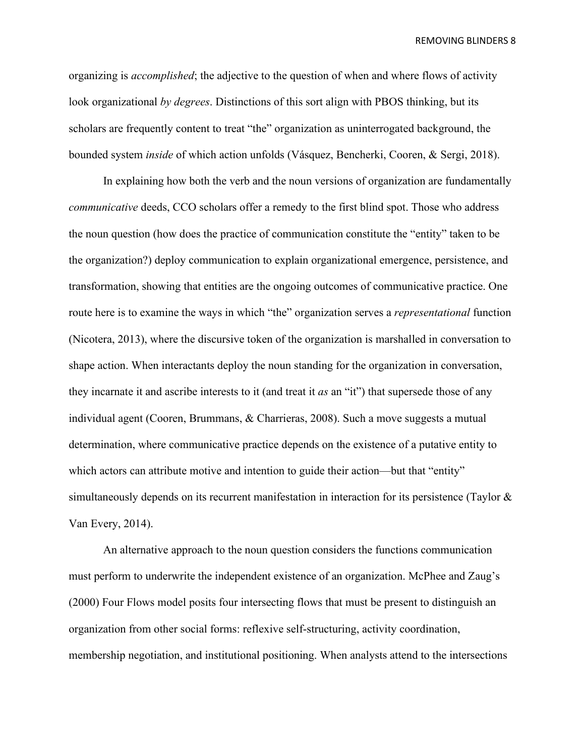organizing is *accomplished*; the adjective to the question of when and where flows of activity look organizational *by degrees*. Distinctions of this sort align with PBOS thinking, but its scholars are frequently content to treat "the" organization as uninterrogated background, the bounded system *inside* of which action unfolds (Vásquez, Bencherki, Cooren, & Sergi, 2018).

In explaining how both the verb and the noun versions of organization are fundamentally *communicative* deeds, CCO scholars offer a remedy to the first blind spot. Those who address the noun question (how does the practice of communication constitute the "entity" taken to be the organization?) deploy communication to explain organizational emergence, persistence, and transformation, showing that entities are the ongoing outcomes of communicative practice. One route here is to examine the ways in which "the" organization serves a *representational* function (Nicotera, 2013), where the discursive token of the organization is marshalled in conversation to shape action. When interactants deploy the noun standing for the organization in conversation, they incarnate it and ascribe interests to it (and treat it *as* an "it") that supersede those of any individual agent (Cooren, Brummans, & Charrieras, 2008). Such a move suggests a mutual determination, where communicative practice depends on the existence of a putative entity to which actors can attribute motive and intention to guide their action—but that "entity" simultaneously depends on its recurrent manifestation in interaction for its persistence (Taylor & Van Every, 2014).

An alternative approach to the noun question considers the functions communication must perform to underwrite the independent existence of an organization. McPhee and Zaug's (2000) Four Flows model posits four intersecting flows that must be present to distinguish an organization from other social forms: reflexive self-structuring, activity coordination, membership negotiation, and institutional positioning. When analysts attend to the intersections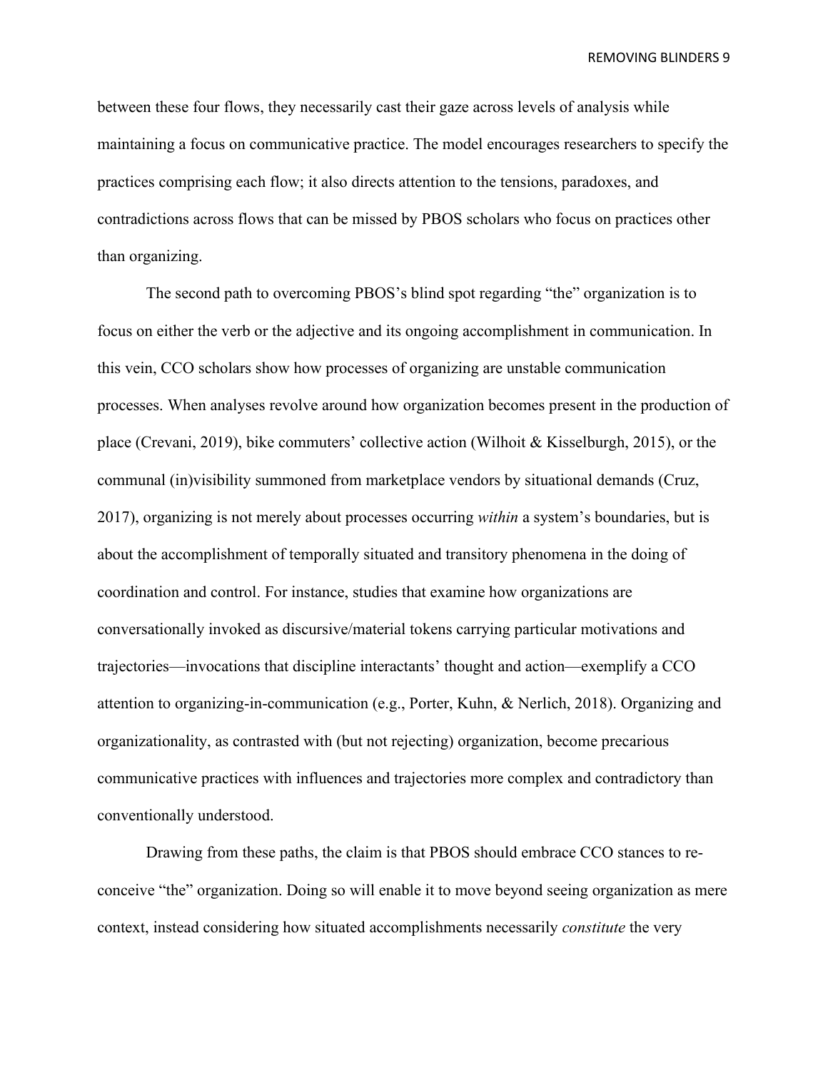between these four flows, they necessarily cast their gaze across levels of analysis while maintaining a focus on communicative practice. The model encourages researchers to specify the practices comprising each flow; it also directs attention to the tensions, paradoxes, and contradictions across flows that can be missed by PBOS scholars who focus on practices other than organizing.

The second path to overcoming PBOS's blind spot regarding "the" organization is to focus on either the verb or the adjective and its ongoing accomplishment in communication. In this vein, CCO scholars show how processes of organizing are unstable communication processes. When analyses revolve around how organization becomes present in the production of place (Crevani, 2019), bike commuters' collective action (Wilhoit & Kisselburgh, 2015), or the communal (in)visibility summoned from marketplace vendors by situational demands (Cruz, 2017), organizing is not merely about processes occurring *within* a system's boundaries, but is about the accomplishment of temporally situated and transitory phenomena in the doing of coordination and control. For instance, studies that examine how organizations are conversationally invoked as discursive/material tokens carrying particular motivations and trajectories—invocations that discipline interactants' thought and action—exemplify a CCO attention to organizing-in-communication (e.g., Porter, Kuhn, & Nerlich, 2018). Organizing and organizationality, as contrasted with (but not rejecting) organization, become precarious communicative practices with influences and trajectories more complex and contradictory than conventionally understood.

Drawing from these paths, the claim is that PBOS should embrace CCO stances to re-conceive "the" organization. Doing so will enable it to move beyond seeing organization as mere context, instead considering how situated accomplishments necessarily *constitute* the very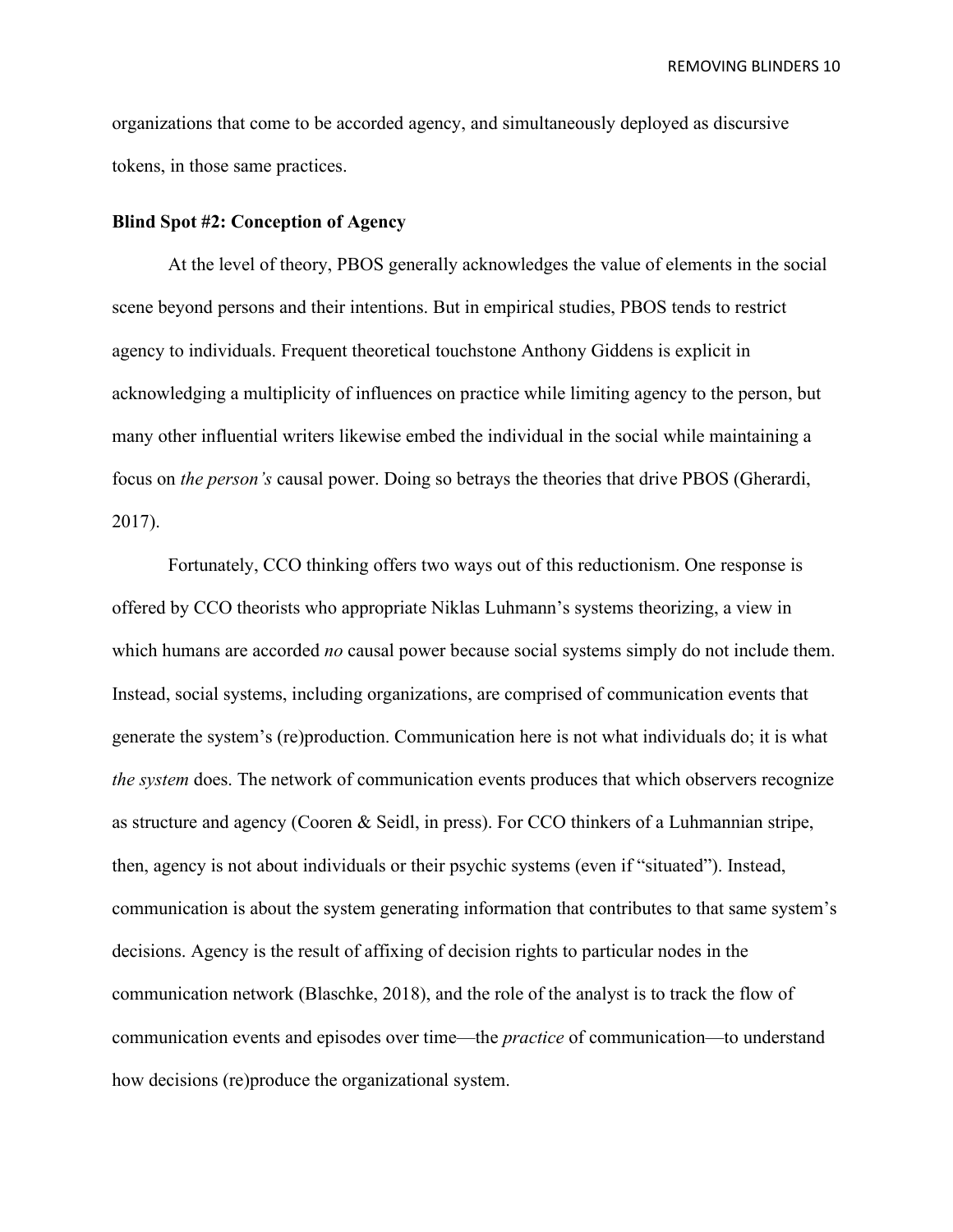organizations that come to be accorded agency, and simultaneously deployed as discursive tokens, in those same practices.

**Blind Spot #2: Conception of Agency**

At the level of theory, PBOS generally acknowledges the value of elements in the social scene beyond persons and their intentions. But in empirical studies, PBOS tends to restrict agency to individuals. Frequent theoretical touchstone Anthony Giddens is explicit in acknowledging a multiplicity of influences on practice while limiting agency to the person, but many other influential writers likewise embed the individual in the social while maintaining a focus on *the person's* causal power. Doing so betrays the theories that drive PBOS (Gherardi, 2017).

Fortunately, CCO thinking offers two ways out of this reductionism. One response is offered by CCO theorists who appropriate Niklas Luhmann's systems theorizing, a view in which humans are accorded *no* causal power because social systems simply do not include them. Instead, social systems, including organizations, are comprised of communication events that generate the system's (re)production. Communication here is not what individuals do; it is what *the system* does. The network of communication events produces that which observers recognize as structure and agency (Cooren & Seidl, in press). For CCO thinkers of a Luhmannian stripe, then, agency is not about individuals or their psychic systems (even if "situated"). Instead, communication is about the system generating information that contributes to that same system's decisions. Agency is the result of affixing of decision rights to particular nodes in the communication network (Blaschke, 2018), and the role of the analyst is to track the flow of communication events and episodes over time—the *practice* of communication—to understand how decisions (re)produce the organizational system.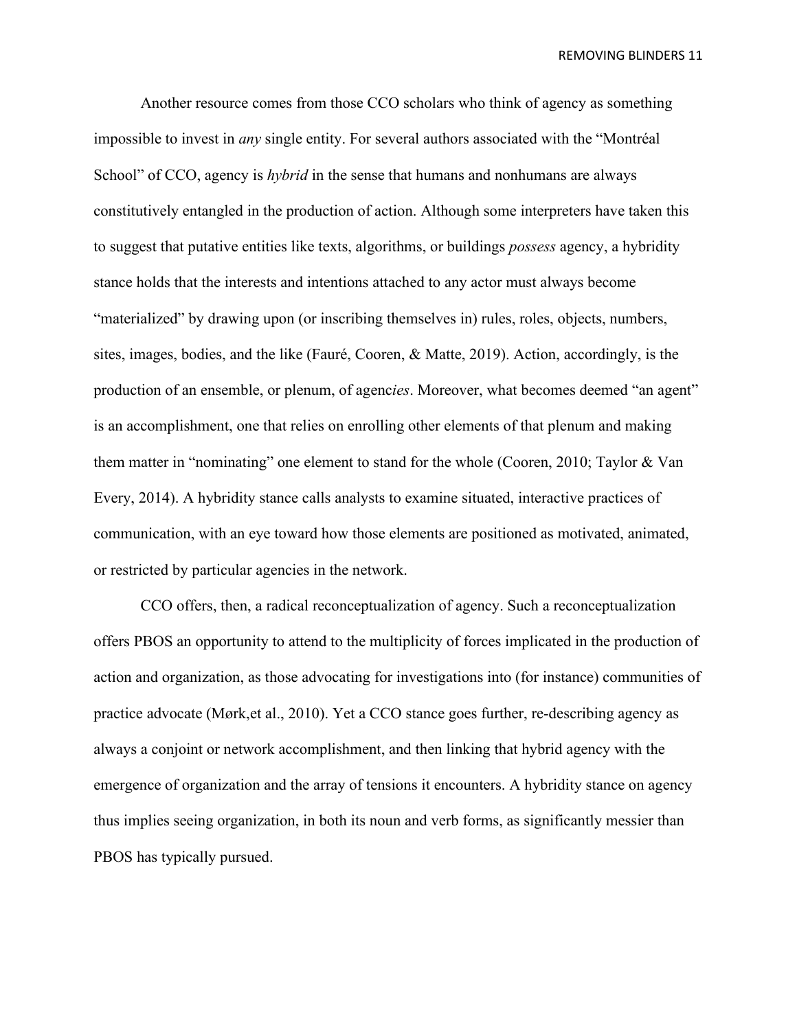Another resource comes from those CCO scholars who think of agency as something impossible to invest in *any* single entity. For several authors associated with the "Montréal School" of CCO, agency is *hybrid* in the sense that humans and nonhumans are always constitutively entangled in the production of action. Although some interpreters have taken this to suggest that putative entities like texts, algorithms, or buildings *possess* agency, a hybridity stance holds that the interests and intentions attached to any actor must always become "materialized" by drawing upon (or inscribing themselves in) rules, roles, objects, numbers, sites, images, bodies, and the like (Fauré, Cooren, & Matte, 2019). Action, accordingly, is the production of an ensemble, or plenum, of agenc*ies*. Moreover, what becomes deemed "an agent" is an accomplishment, one that relies on enrolling other elements of that plenum and making them matter in "nominating" one element to stand for the whole (Cooren, 2010; Taylor & Van Every, 2014). A hybridity stance calls analysts to examine situated, interactive practices of communication, with an eye toward how those elements are positioned as motivated, animated, or restricted by particular agencies in the network.

CCO offers, then, a radical reconceptualization of agency. Such a reconceptualization offers PBOS an opportunity to attend to the multiplicity of forces implicated in the production of action and organization, as those advocating for investigations into (for instance) communities of practice advocate (Mørk,et al., 2010). Yet a CCO stance goes further, re-describing agency as always a conjoint or network accomplishment, and then linking that hybrid agency with the emergence of organization and the array of tensions it encounters. A hybridity stance on agency thus implies seeing organization, in both its noun and verb forms, as significantly messier than PBOS has typically pursued.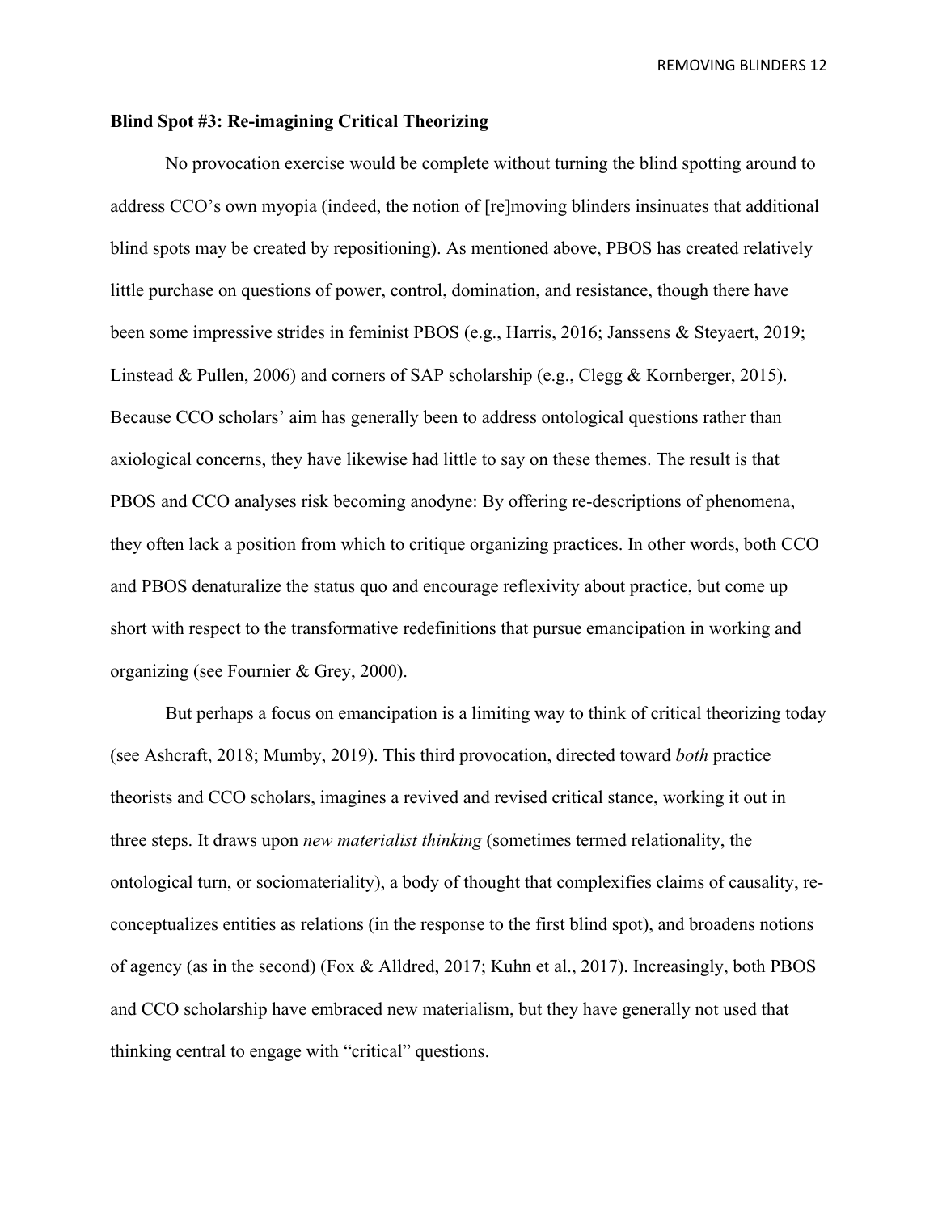**Blind Spot #3: Re-imagining Critical Theorizing**

No provocation exercise would be complete without turning the blind spotting around to address CCO's own myopia (indeed, the notion of [re]moving blinders insinuates that additional blind spots may be created by repositioning). As mentioned above, PBOS has created relatively little purchase on questions of power, control, domination, and resistance, though there have been some impressive strides in feminist PBOS (e.g., Harris, 2016; Janssens & Steyaert, 2019; Linstead & Pullen, 2006) and corners of SAP scholarship (e.g., Clegg & Kornberger, 2015). Because CCO scholars' aim has generally been to address ontological questions rather than axiological concerns, they have likewise had little to say on these themes. The result is that PBOS and CCO analyses risk becoming anodyne: By offering re-descriptions of phenomena, they often lack a position from which to critique organizing practices. In other words, both CCO and PBOS denaturalize the status quo and encourage reflexivity about practice, but come up short with respect to the transformative redefinitions that pursue emancipation in working and organizing (see Fournier & Grey, 2000).

But perhaps a focus on emancipation is a limiting way to think of critical theorizing today (see Ashcraft, 2018; Mumby, 2019). This third provocation, directed toward *both* practice theorists and CCO scholars, imagines a revived and revised critical stance, working it out in three steps. It draws upon *new materialist thinking* (sometimes termed relationality, the ontological turn, or sociomateriality), a body of thought that complexifies claims of causality, re-conceptualizes entities as relations (in the response to the first blind spot), and broadens notions of agency (as in the second) (Fox & Alldred, 2017; Kuhn et al., 2017). Increasingly, both PBOS and CCO scholarship have embraced new materialism, but they have generally not used that thinking central to engage with "critical" questions.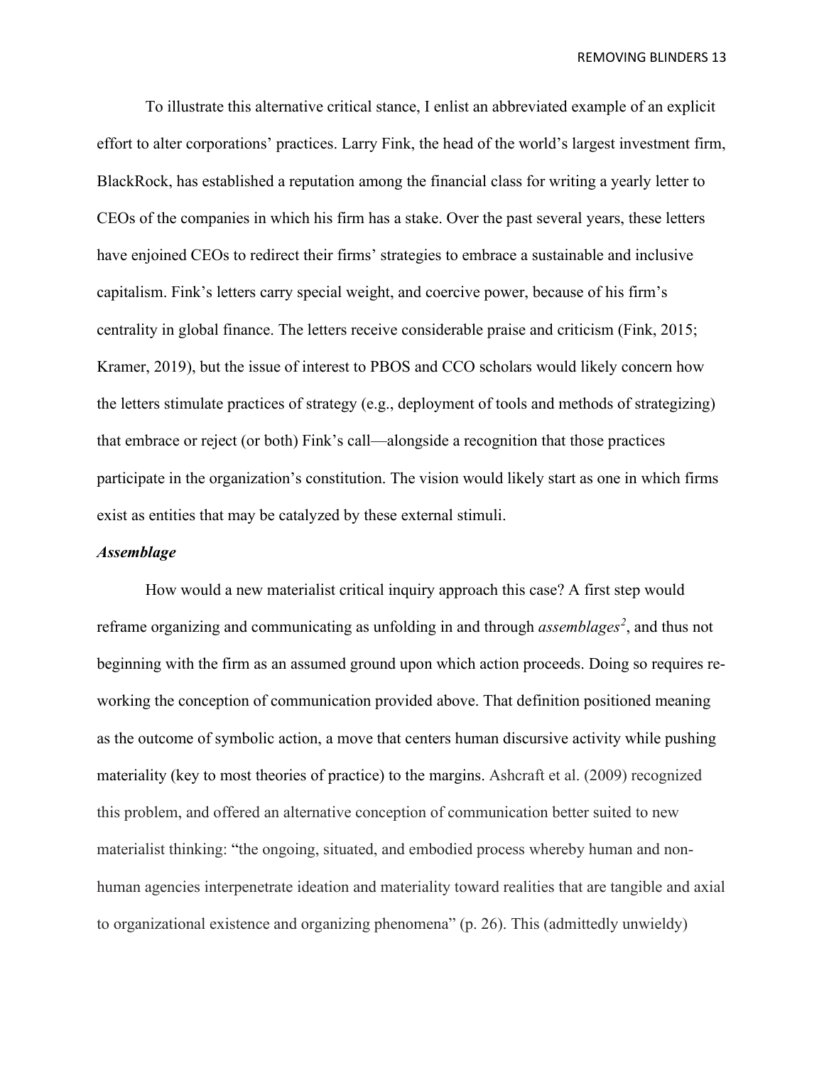To illustrate this alternative critical stance, I enlist an abbreviated example of an explicit effort to alter corporations' practices. Larry Fink, the head of the world's largest investment firm, BlackRock, has established a reputation among the financial class for writing a yearly letter to CEOs of the companies in which his firm has a stake. Over the past several years, these letters have enjoined CEOs to redirect their firms' strategies to embrace a sustainable and inclusive capitalism. Fink's letters carry special weight, and coercive power, because of his firm's centrality in global finance. The letters receive considerable praise and criticism (Fink, 2015; Kramer, 2019), but the issue of interest to PBOS and CCO scholars would likely concern how the letters stimulate practices of strategy (e.g., deployment of tools and methods of strategizing) that embrace or reject (or both) Fink's call—alongside a recognition that those practices participate in the organization's constitution. The vision would likely start as one in which firms exist as entities that may be catalyzed by these external stimuli.

### *Assemblage*

How would a new materialist critical inquiry approach this case? A first step would reframe organizing and communicating as unfolding in and through *assemblages*[2], and thus not beginning with the firm as an assumed ground upon which action proceeds. Doing so requires re-working the conception of communication provided above. That definition positioned meaning as the outcome of symbolic action, a move that centers human discursive activity while pushing materiality (key to most theories of practice) to the margins. Ashcraft et al. (2009) recognized this problem, and offered an alternative conception of communication better suited to new materialist thinking: "the ongoing, situated, and embodied process whereby human and non-human agencies interpenetrate ideation and materiality toward realities that are tangible and axial to organizational existence and organizing phenomena" (p. 26). This (admittedly unwieldy)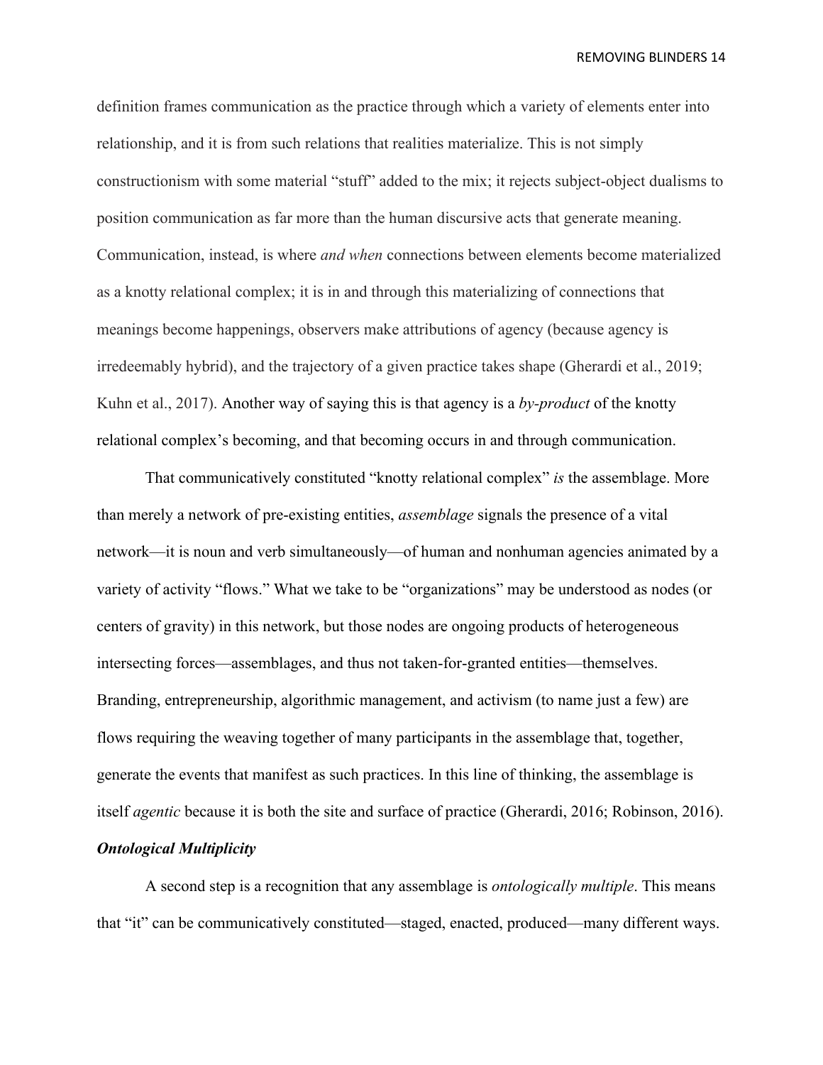definition frames communication as the practice through which a variety of elements enter into relationship, and it is from such relations that realities materialize. This is not simply constructionism with some material "stuff" added to the mix; it rejects subject-object dualisms to position communication as far more than the human discursive acts that generate meaning. Communication, instead, is where *and when* connections between elements become materialized as a knotty relational complex; it is in and through this materializing of connections that meanings become happenings, observers make attributions of agency (because agency is irredeemably hybrid), and the trajectory of a given practice takes shape (Gherardi et al., 2019; Kuhn et al., 2017). Another way of saying this is that agency is a *by-product* of the knotty relational complex's becoming, and that becoming occurs in and through communication.

That communicatively constituted "knotty relational complex" *is* the assemblage. More than merely a network of pre-existing entities, *assemblage* signals the presence of a vital network—it is noun and verb simultaneously—of human and nonhuman agencies animated by a variety of activity "flows." What we take to be "organizations" may be understood as nodes (or centers of gravity) in this network, but those nodes are ongoing products of heterogeneous intersecting forces—assemblages, and thus not taken-for-granted entities—themselves. Branding, entrepreneurship, algorithmic management, and activism (to name just a few) are flows requiring the weaving together of many participants in the assemblage that, together, generate the events that manifest as such practices. In this line of thinking, the assemblage is itself *agentic* because it is both the site and surface of practice (Gherardi, 2016; Robinson, 2016).

### *Ontological Multiplicity*

A second step is a recognition that any assemblage is *ontologically multiple*. This means that "it" can be communicatively constituted—staged, enacted, produced—many different ways.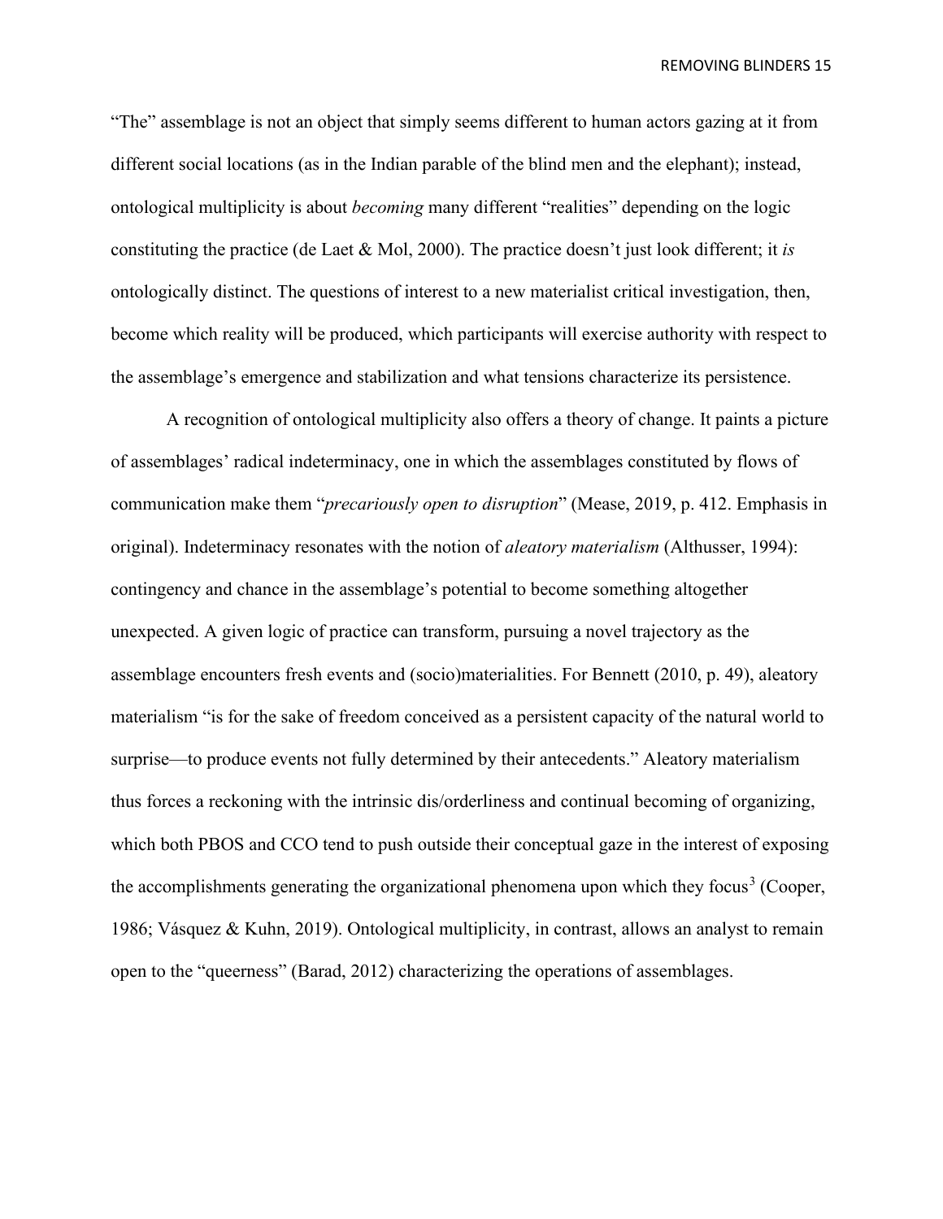"The" assemblage is not an object that simply seems different to human actors gazing at it from different social locations (as in the Indian parable of the blind men and the elephant); instead, ontological multiplicity is about *becoming* many different "realities" depending on the logic constituting the practice (de Laet & Mol, 2000). The practice doesn't just look different; it *is* ontologically distinct. The questions of interest to a new materialist critical investigation, then, become which reality will be produced, which participants will exercise authority with respect to the assemblage's emergence and stabilization and what tensions characterize its persistence.

A recognition of ontological multiplicity also offers a theory of change. It paints a picture of assemblages' radical indeterminacy, one in which the assemblages constituted by flows of communication make them "*precariously open to disruption*" (Mease, 2019, p. 412. Emphasis in original). Indeterminacy resonates with the notion of *aleatory materialism* (Althusser, 1994): contingency and chance in the assemblage's potential to become something altogether unexpected. A given logic of practice can transform, pursuing a novel trajectory as the assemblage encounters fresh events and (socio)materialities. For Bennett (2010, p. 49), aleatory materialism "is for the sake of freedom conceived as a persistent capacity of the natural world to surprise—to produce events not fully determined by their antecedents." Aleatory materialism thus forces a reckoning with the intrinsic dis/orderliness and continual becoming of organizing, which both PBOS and CCO tend to push outside their conceptual gaze in the interest of exposing the accomplishments generating the organizational phenomena upon which they focus[3] (Cooper, 1986; Vásquez & Kuhn, 2019). Ontological multiplicity, in contrast, allows an analyst to remain open to the "queerness" (Barad, 2012) characterizing the operations of assemblages.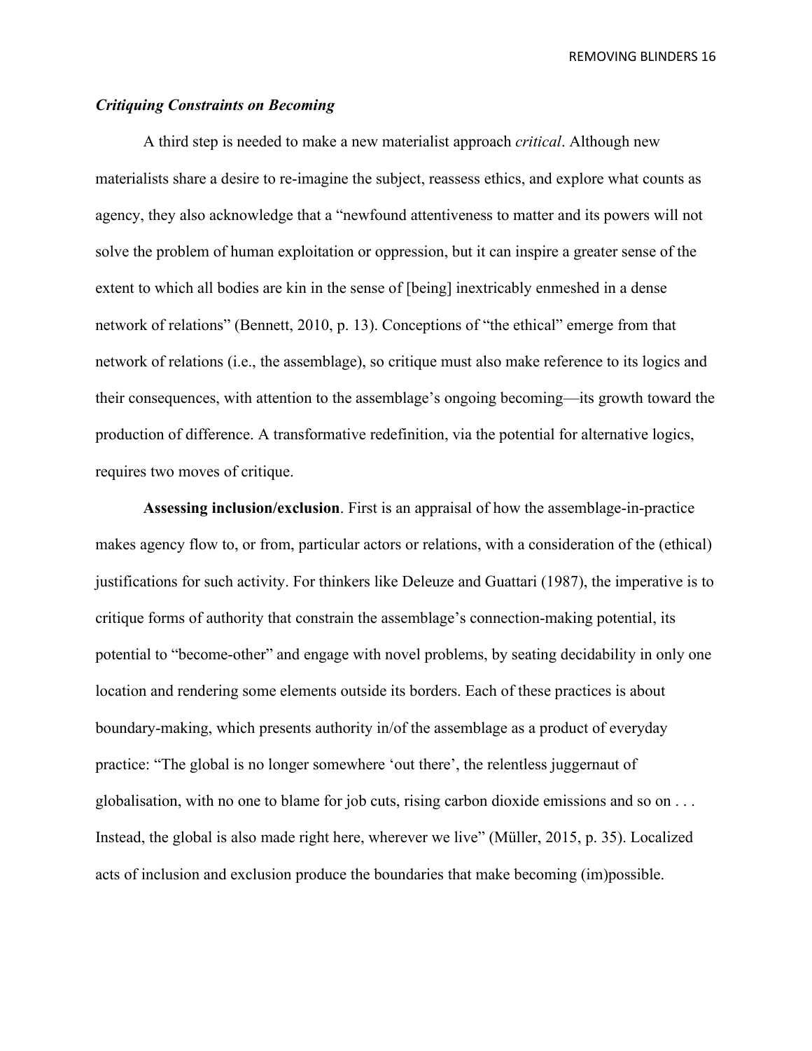### *Critiquing Constraints on Becoming*

A third step is needed to make a new materialist approach *critical*. Although new materialists share a desire to re-imagine the subject, reassess ethics, and explore what counts as agency, they also acknowledge that a "newfound attentiveness to matter and its powers will not solve the problem of human exploitation or oppression, but it can inspire a greater sense of the extent to which all bodies are kin in the sense of [being] inextricably enmeshed in a dense network of relations" (Bennett, 2010, p. 13). Conceptions of "the ethical" emerge from that network of relations (i.e., the assemblage), so critique must also make reference to its logics and their consequences, with attention to the assemblage's ongoing becoming—its growth toward the production of difference. A transformative redefinition, via the potential for alternative logics, requires two moves of critique.

**Assessing inclusion/exclusion**. First is an appraisal of how the assemblage-in-practice makes agency flow to, or from, particular actors or relations, with a consideration of the (ethical) justifications for such activity. For thinkers like Deleuze and Guattari (1987), the imperative is to critique forms of authority that constrain the assemblage's connection-making potential, its potential to "become-other" and engage with novel problems, by seating decidability in only one location and rendering some elements outside its borders. Each of these practices is about boundary-making, which presents authority in/of the assemblage as a product of everyday practice: "The global is no longer somewhere 'out there', the relentless juggernaut of globalisation, with no one to blame for job cuts, rising carbon dioxide emissions and so on . . . Instead, the global is also made right here, wherever we live" (Müller, 2015, p. 35). Localized acts of inclusion and exclusion produce the boundaries that make becoming (im)possible.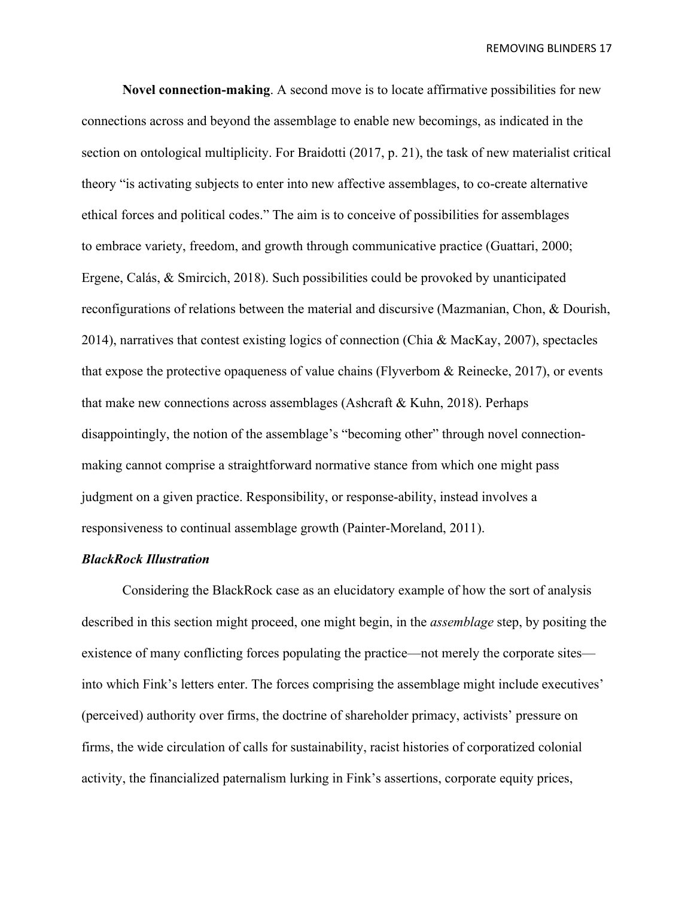**Novel connection-making**. A second move is to locate affirmative possibilities for new connections across and beyond the assemblage to enable new becomings, as indicated in the section on ontological multiplicity. For Braidotti (2017, p. 21), the task of new materialist critical theory "is activating subjects to enter into new affective assemblages, to co-create alternative ethical forces and political codes." The aim is to conceive of possibilities for assemblages to embrace variety, freedom, and growth through communicative practice (Guattari, 2000; Ergene, Calás, & Smircich, 2018). Such possibilities could be provoked by unanticipated reconfigurations of relations between the material and discursive (Mazmanian, Chon, & Dourish, 2014), narratives that contest existing logics of connection (Chia & MacKay, 2007), spectacles that expose the protective opaqueness of value chains (Flyverbom & Reinecke, 2017), or events that make new connections across assemblages (Ashcraft & Kuhn, 2018). Perhaps disappointingly, the notion of the assemblage's "becoming other" through novel connection-making cannot comprise a straightforward normative stance from which one might pass judgment on a given practice. Responsibility, or response-ability, instead involves a responsiveness to continual assemblage growth (Painter-Moreland, 2011).

***BlackRock Illustration***

Considering the BlackRock case as an elucidatory example of how the sort of analysis described in this section might proceed, one might begin, in the *assemblage* step, by positing the existence of many conflicting forces populating the practice—not merely the corporate sites—into which Fink's letters enter. The forces comprising the assemblage might include executives' (perceived) authority over firms, the doctrine of shareholder primacy, activists' pressure on firms, the wide circulation of calls for sustainability, racist histories of corporatized colonial activity, the financialized paternalism lurking in Fink's assertions, corporate equity prices,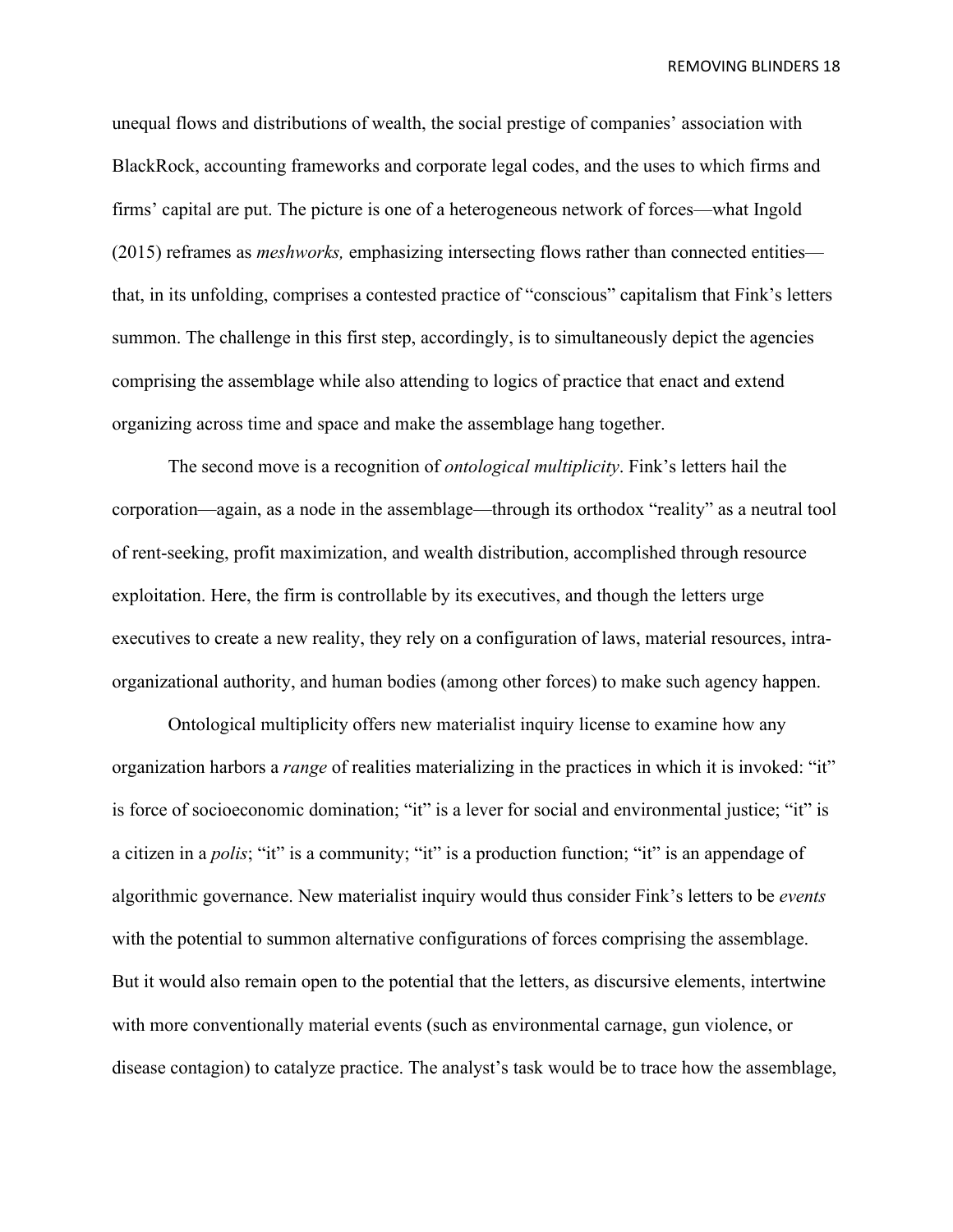unequal flows and distributions of wealth, the social prestige of companies' association with BlackRock, accounting frameworks and corporate legal codes, and the uses to which firms and firms' capital are put. The picture is one of a heterogeneous network of forces—what Ingold (2015) reframes as *meshworks,* emphasizing intersecting flows rather than connected entities—that, in its unfolding, comprises a contested practice of "conscious" capitalism that Fink's letters summon. The challenge in this first step, accordingly, is to simultaneously depict the agencies comprising the assemblage while also attending to logics of practice that enact and extend organizing across time and space and make the assemblage hang together.

The second move is a recognition of *ontological multiplicity*. Fink's letters hail the corporation—again, as a node in the assemblage—through its orthodox "reality" as a neutral tool of rent-seeking, profit maximization, and wealth distribution, accomplished through resource exploitation. Here, the firm is controllable by its executives, and though the letters urge executives to create a new reality, they rely on a configuration of laws, material resources, intra-organizational authority, and human bodies (among other forces) to make such agency happen.

Ontological multiplicity offers new materialist inquiry license to examine how any organization harbors a *range* of realities materializing in the practices in which it is invoked: "it" is force of socioeconomic domination; "it" is a lever for social and environmental justice; "it" is a citizen in a *polis*; "it" is a community; "it" is a production function; "it" is an appendage of algorithmic governance. New materialist inquiry would thus consider Fink's letters to be *events* with the potential to summon alternative configurations of forces comprising the assemblage. But it would also remain open to the potential that the letters, as discursive elements, intertwine with more conventionally material events (such as environmental carnage, gun violence, or disease contagion) to catalyze practice. The analyst's task would be to trace how the assemblage,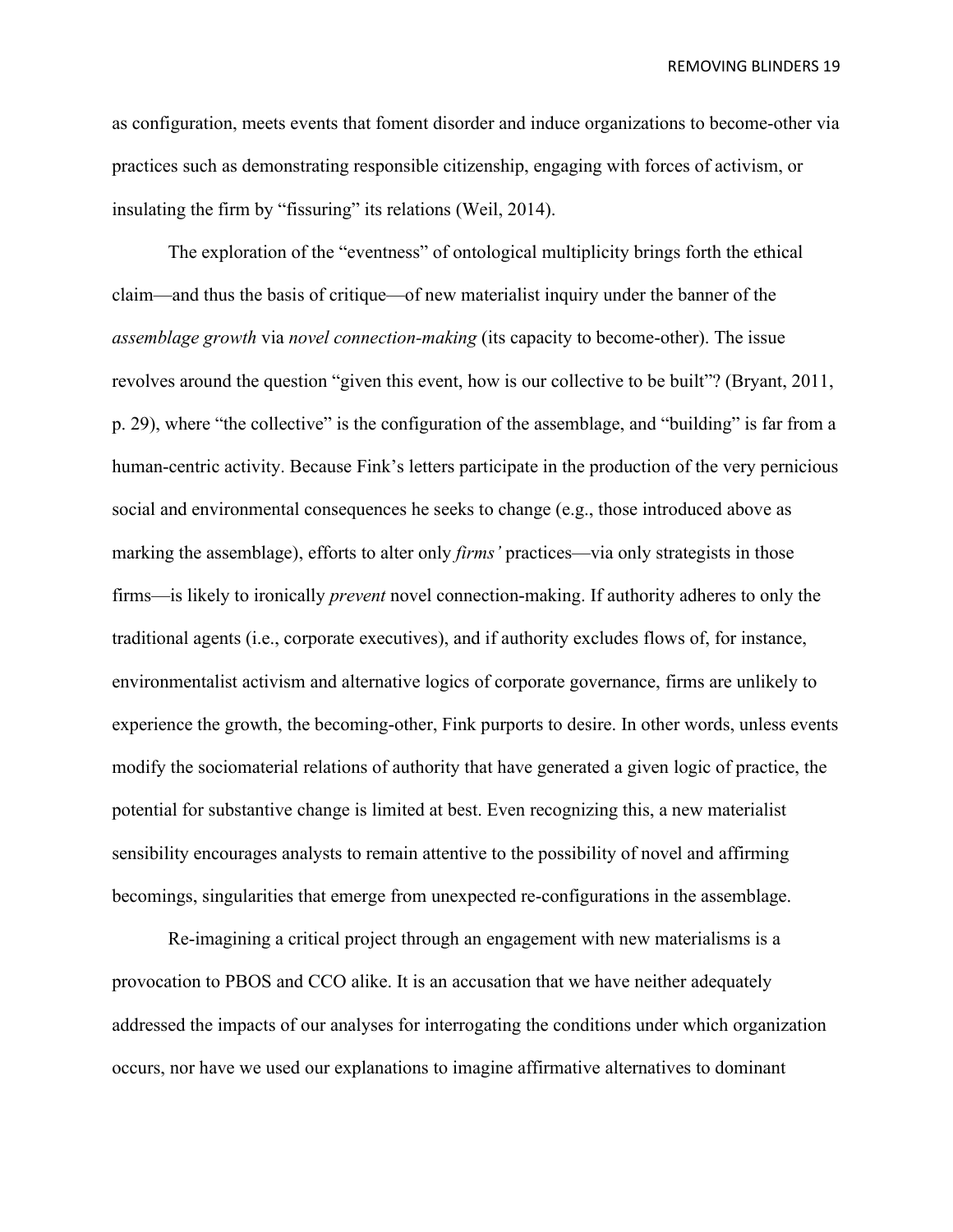as configuration, meets events that foment disorder and induce organizations to become-other via practices such as demonstrating responsible citizenship, engaging with forces of activism, or insulating the firm by "fissuring" its relations (Weil, 2014).

The exploration of the "eventness" of ontological multiplicity brings forth the ethical claim—and thus the basis of critique—of new materialist inquiry under the banner of the *assemblage growth* via *novel connection-making* (its capacity to become-other). The issue revolves around the question "given this event, how is our collective to be built"? (Bryant, 2011, p. 29), where "the collective" is the configuration of the assemblage, and "building" is far from a human-centric activity. Because Fink's letters participate in the production of the very pernicious social and environmental consequences he seeks to change (e.g., those introduced above as marking the assemblage), efforts to alter only *firms'* practices—via only strategists in those firms—is likely to ironically *prevent* novel connection-making. If authority adheres to only the traditional agents (i.e., corporate executives), and if authority excludes flows of, for instance, environmentalist activism and alternative logics of corporate governance, firms are unlikely to experience the growth, the becoming-other, Fink purports to desire. In other words, unless events modify the sociomaterial relations of authority that have generated a given logic of practice, the potential for substantive change is limited at best. Even recognizing this, a new materialist sensibility encourages analysts to remain attentive to the possibility of novel and affirming becomings, singularities that emerge from unexpected re-configurations in the assemblage.

Re-imagining a critical project through an engagement with new materialisms is a provocation to PBOS and CCO alike. It is an accusation that we have neither adequately addressed the impacts of our analyses for interrogating the conditions under which organization occurs, nor have we used our explanations to imagine affirmative alternatives to dominant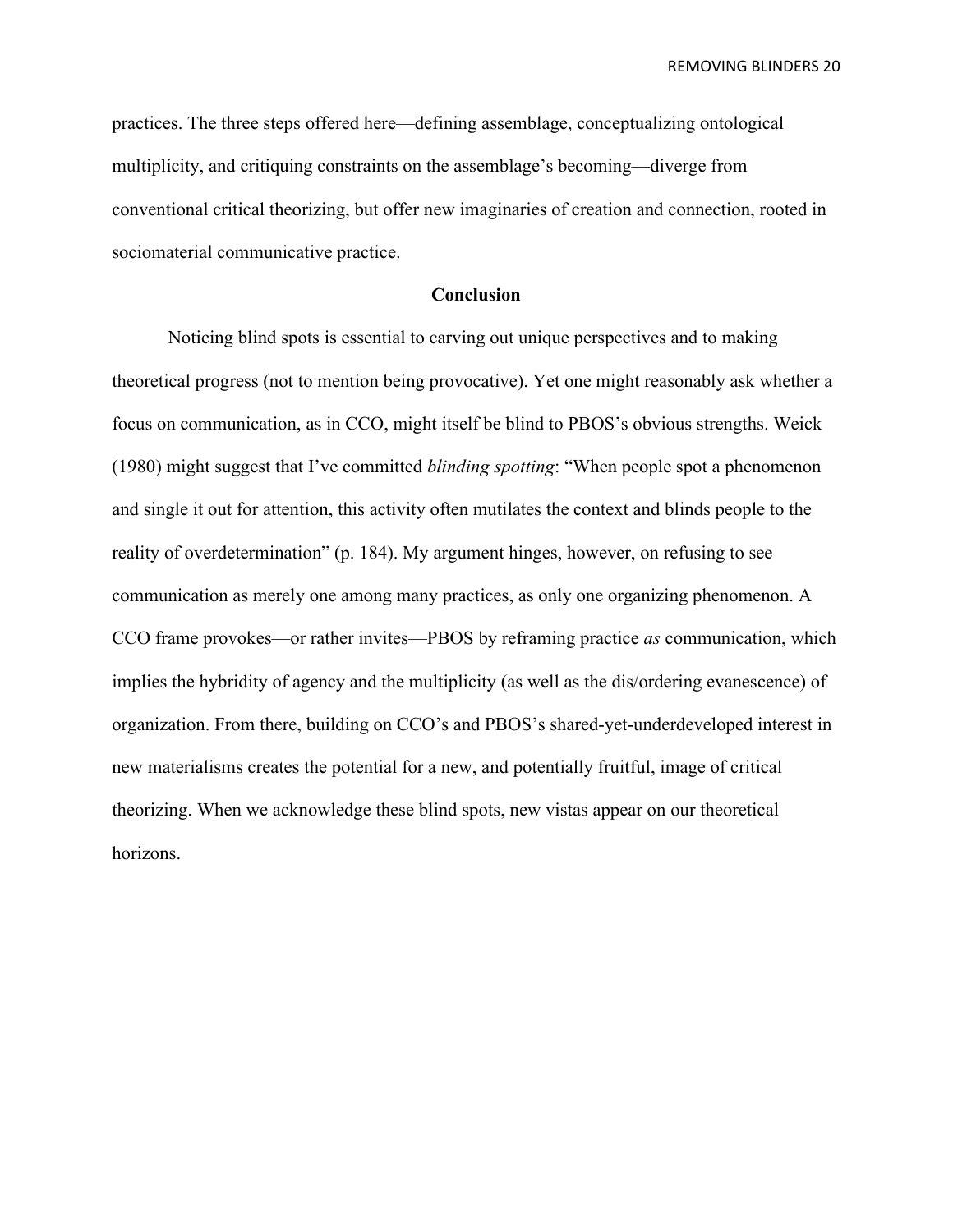practices. The three steps offered here—defining assemblage, conceptualizing ontological multiplicity, and critiquing constraints on the assemblage's becoming—diverge from conventional critical theorizing, but offer new imaginaries of creation and connection, rooted in sociomaterial communicative practice.

## Conclusion

Noticing blind spots is essential to carving out unique perspectives and to making theoretical progress (not to mention being provocative). Yet one might reasonably ask whether a focus on communication, as in CCO, might itself be blind to PBOS's obvious strengths. Weick (1980) might suggest that I've committed *blinding spotting*: "When people spot a phenomenon and single it out for attention, this activity often mutilates the context and blinds people to the reality of overdetermination" (p. 184). My argument hinges, however, on refusing to see communication as merely one among many practices, as only one organizing phenomenon. A CCO frame provokes—or rather invites—PBOS by reframing practice *as* communication, which implies the hybridity of agency and the multiplicity (as well as the dis/ordering evanescence) of organization. From there, building on CCO's and PBOS's shared-yet-underdeveloped interest in new materialisms creates the potential for a new, and potentially fruitful, image of critical theorizing. When we acknowledge these blind spots, new vistas appear on our theoretical horizons.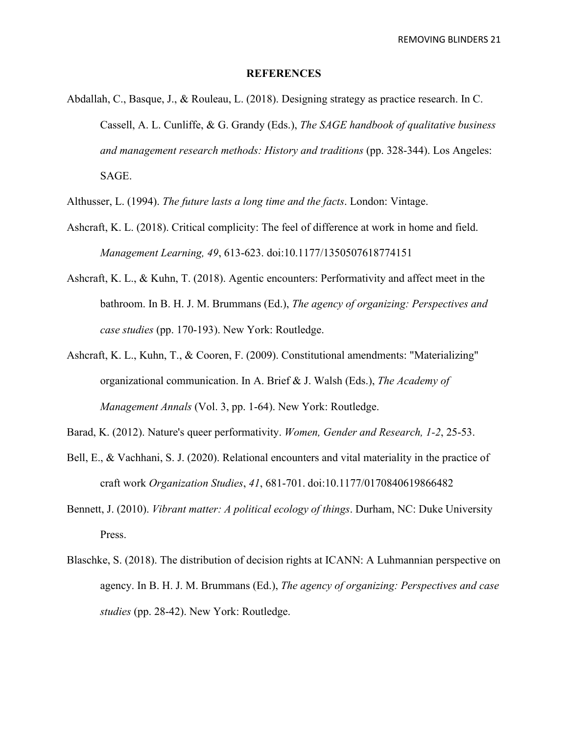## REFERENCES

Abdallah, C., Basque, J., & Rouleau, L. (2018). Designing strategy as practice research. In C. Cassell, A. L. Cunliffe, & G. Grandy (Eds.), *The SAGE handbook of qualitative business and management research methods: History and traditions* (pp. 328-344). Los Angeles: SAGE.

Althusser, L. (1994). *The future lasts a long time and the facts*. London: Vintage.

Ashcraft, K. L. (2018). Critical complicity: The feel of difference at work in home and field. *Management Learning, 49*, 613-623. doi:10.1177/1350507618774151

Ashcraft, K. L., & Kuhn, T. (2018). Agentic encounters: Performativity and affect meet in the bathroom. In B. H. J. M. Brummans (Ed.), *The agency of organizing: Perspectives and case studies* (pp. 170-193). New York: Routledge.

Ashcraft, K. L., Kuhn, T., & Cooren, F. (2009). Constitutional amendments: "Materializing" organizational communication. In A. Brief & J. Walsh (Eds.), *The Academy of Management Annals* (Vol. 3, pp. 1-64). New York: Routledge.

Barad, K. (2012). Nature's queer performativity. *Women, Gender and Research, 1-2*, 25-53.

Bell, E., & Vachhani, S. J. (2020). Relational encounters and vital materiality in the practice of craft work *Organization Studies*, *41*, 681-701. doi:10.1177/0170840619866482

Bennett, J. (2010). *Vibrant matter: A political ecology of things*. Durham, NC: Duke University Press.

Blaschke, S. (2018). The distribution of decision rights at ICANN: A Luhmannian perspective on agency. In B. H. J. M. Brummans (Ed.), *The agency of organizing: Perspectives and case studies* (pp. 28-42). New York: Routledge.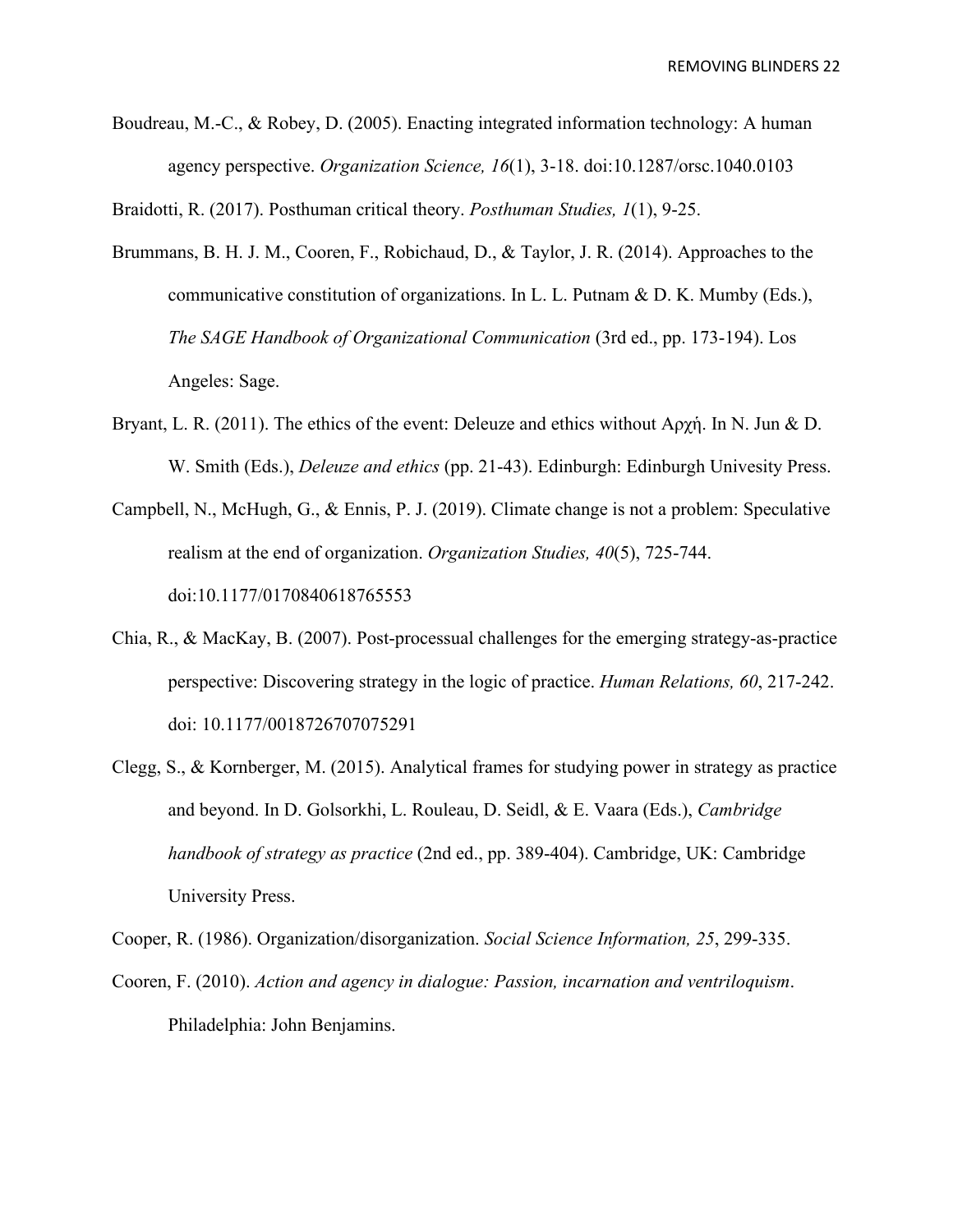Boudreau, M.-C., & Robey, D. (2005). Enacting integrated information technology: A human agency perspective. *Organization Science, 16*(1), 3-18. doi:10.1287/orsc.1040.0103

Braidotti, R. (2017). Posthuman critical theory. *Posthuman Studies, 1*(1), 9-25.

Brummans, B. H. J. M., Cooren, F., Robichaud, D., & Taylor, J. R. (2014). Approaches to the communicative constitution of organizations. In L. L. Putnam & D. K. Mumby (Eds.), *The SAGE Handbook of Organizational Communication* (3rd ed., pp. 173-194). Los Angeles: Sage.

Bryant, L. R. (2011). The ethics of the event: Deleuze and ethics without Αρχή. In N. Jun & D. W. Smith (Eds.), *Deleuze and ethics* (pp. 21-43). Edinburgh: Edinburgh Univesity Press.

Campbell, N., McHugh, G., & Ennis, P. J. (2019). Climate change is not a problem: Speculative realism at the end of organization. *Organization Studies, 40*(5), 725-744. doi:10.1177/0170840618765553

Chia, R., & MacKay, B. (2007). Post-processual challenges for the emerging strategy-as-practice perspective: Discovering strategy in the logic of practice. *Human Relations, 60*, 217-242. doi: 10.1177/0018726707075291

Clegg, S., & Kornberger, M. (2015). Analytical frames for studying power in strategy as practice and beyond. In D. Golsorkhi, L. Rouleau, D. Seidl, & E. Vaara (Eds.), *Cambridge handbook of strategy as practice* (2nd ed., pp. 389-404). Cambridge, UK: Cambridge University Press.

Cooper, R. (1986). Organization/disorganization. *Social Science Information, 25*, 299-335.

Cooren, F. (2010). *Action and agency in dialogue: Passion, incarnation and ventriloquism*. Philadelphia: John Benjamins.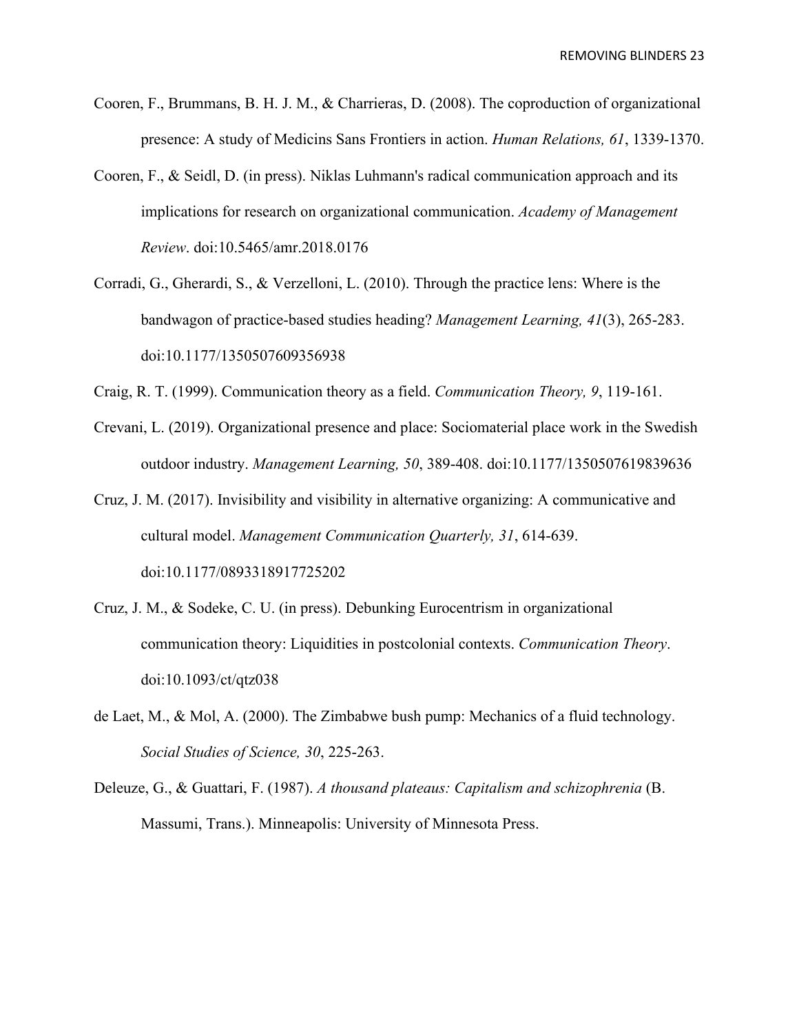Cooren, F., Brummans, B. H. J. M., & Charrieras, D. (2008). The coproduction of organizational presence: A study of Medicins Sans Frontiers in action. *Human Relations, 61*, 1339-1370.

Cooren, F., & Seidl, D. (in press). Niklas Luhmann's radical communication approach and its implications for research on organizational communication. *Academy of Management Review*. doi:10.5465/amr.2018.0176

Corradi, G., Gherardi, S., & Verzelloni, L. (2010). Through the practice lens: Where is the bandwagon of practice-based studies heading? *Management Learning, 41*(3), 265-283. doi:10.1177/1350507609356938

Craig, R. T. (1999). Communication theory as a field. *Communication Theory, 9*, 119-161.

Crevani, L. (2019). Organizational presence and place: Sociomaterial place work in the Swedish outdoor industry. *Management Learning, 50*, 389-408. doi:10.1177/1350507619839636

Cruz, J. M. (2017). Invisibility and visibility in alternative organizing: A communicative and cultural model. *Management Communication Quarterly, 31*, 614-639. doi:10.1177/0893318917725202

Cruz, J. M., & Sodeke, C. U. (in press). Debunking Eurocentrism in organizational communication theory: Liquidities in postcolonial contexts. *Communication Theory*. doi:10.1093/ct/qtz038

de Laet, M., & Mol, A. (2000). The Zimbabwe bush pump: Mechanics of a fluid technology. *Social Studies of Science, 30*, 225-263.

Deleuze, G., & Guattari, F. (1987). *A thousand plateaus: Capitalism and schizophrenia* (B. Massumi, Trans.). Minneapolis: University of Minnesota Press.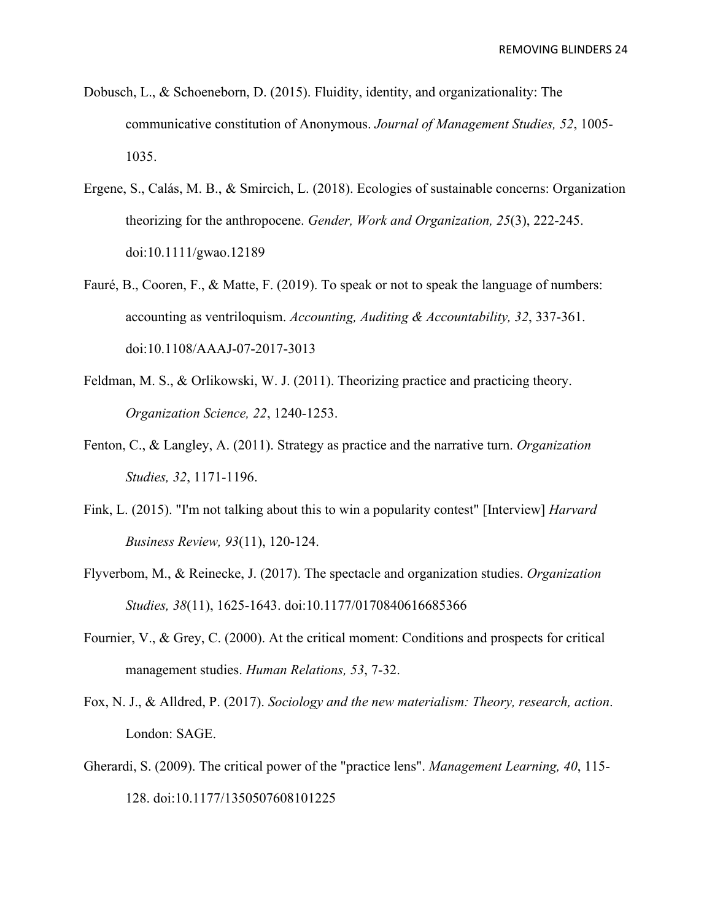Dobusch, L., & Schoeneborn, D. (2015). Fluidity, identity, and organizationality: The communicative constitution of Anonymous. *Journal of Management Studies, 52*, 1005-1035.

Ergene, S., Calás, M. B., & Smircich, L. (2018). Ecologies of sustainable concerns: Organization theorizing for the anthropocene. *Gender, Work and Organization, 25*(3), 222-245. doi:10.1111/gwao.12189

Fauré, B., Cooren, F., & Matte, F. (2019). To speak or not to speak the language of numbers: accounting as ventriloquism. *Accounting, Auditing & Accountability, 32*, 337-361. doi:10.1108/AAAJ-07-2017-3013

Feldman, M. S., & Orlikowski, W. J. (2011). Theorizing practice and practicing theory. *Organization Science, 22*, 1240-1253.

Fenton, C., & Langley, A. (2011). Strategy as practice and the narrative turn. *Organization Studies, 32*, 1171-1196.

Fink, L. (2015). "I'm not talking about this to win a popularity contest" [Interview] *Harvard Business Review, 93*(11), 120-124.

Flyverbom, M., & Reinecke, J. (2017). The spectacle and organization studies. *Organization Studies, 38*(11), 1625-1643. doi:10.1177/0170840616685366

Fournier, V., & Grey, C. (2000). At the critical moment: Conditions and prospects for critical management studies. *Human Relations, 53*, 7-32.

Fox, N. J., & Alldred, P. (2017). *Sociology and the new materialism: Theory, research, action*. London: SAGE.

Gherardi, S. (2009). The critical power of the "practice lens". *Management Learning, 40*, 115-128. doi:10.1177/1350507608101225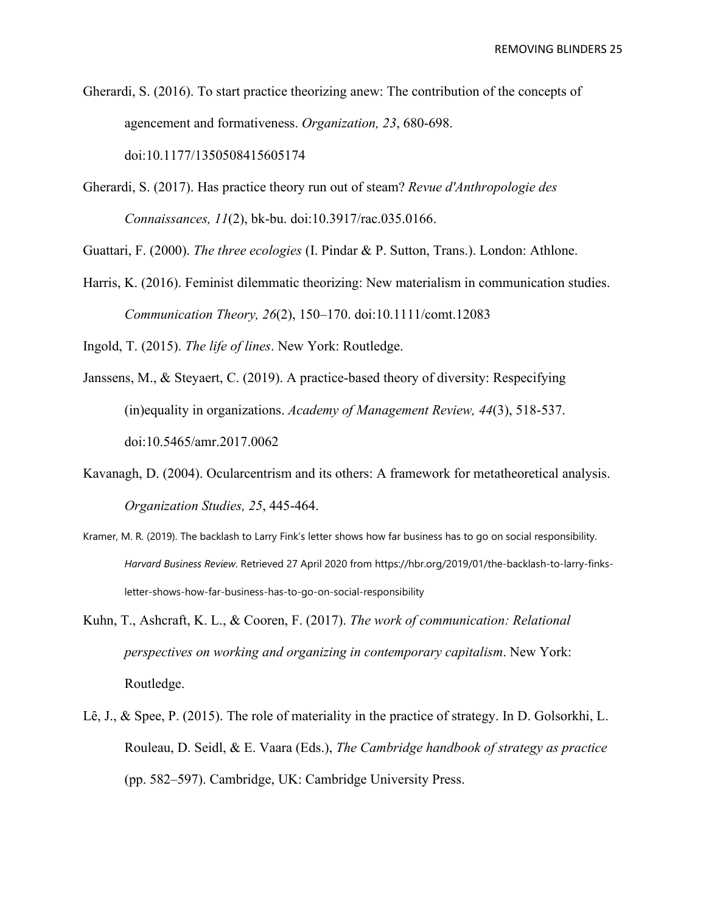Gherardi, S. (2016). To start practice theorizing anew: The contribution of the concepts of agencement and formativeness. *Organization, 23*, 680-698. doi:10.1177/1350508415605174

Gherardi, S. (2017). Has practice theory run out of steam? *Revue d'Anthropologie des Connaissances, 11*(2), bk-bu. doi:10.3917/rac.035.0166.

Guattari, F. (2000). *The three ecologies* (I. Pindar & P. Sutton, Trans.). London: Athlone.

Harris, K. (2016). Feminist dilemmatic theorizing: New materialism in communication studies. *Communication Theory, 26*(2), 150–170. doi:10.1111/comt.12083

Ingold, T. (2015). *The life of lines*. New York: Routledge.

Janssens, M., & Steyaert, C. (2019). A practice-based theory of diversity: Respecifying (in)equality in organizations. *Academy of Management Review, 44*(3), 518-537. doi:10.5465/amr.2017.0062

Kavanagh, D. (2004). Ocularcentrism and its others: A framework for metatheoretical analysis. *Organization Studies, 25*, 445-464.

Kramer, M. R. (2019). The backlash to Larry Fink's letter shows how far business has to go on social responsibility. *Harvard Business Review*. Retrieved 27 April 2020 from https://hbr.org/2019/01/the-backlash-to-larry-finks-letter-shows-how-far-business-has-to-go-on-social-responsibility

Kuhn, T., Ashcraft, K. L., & Cooren, F. (2017). *The work of communication: Relational perspectives on working and organizing in contemporary capitalism*. New York: Routledge.

Lê, J., & Spee, P. (2015). The role of materiality in the practice of strategy. In D. Golsorkhi, L. Rouleau, D. Seidl, & E. Vaara (Eds.), *The Cambridge handbook of strategy as practice* (pp. 582–597). Cambridge, UK: Cambridge University Press.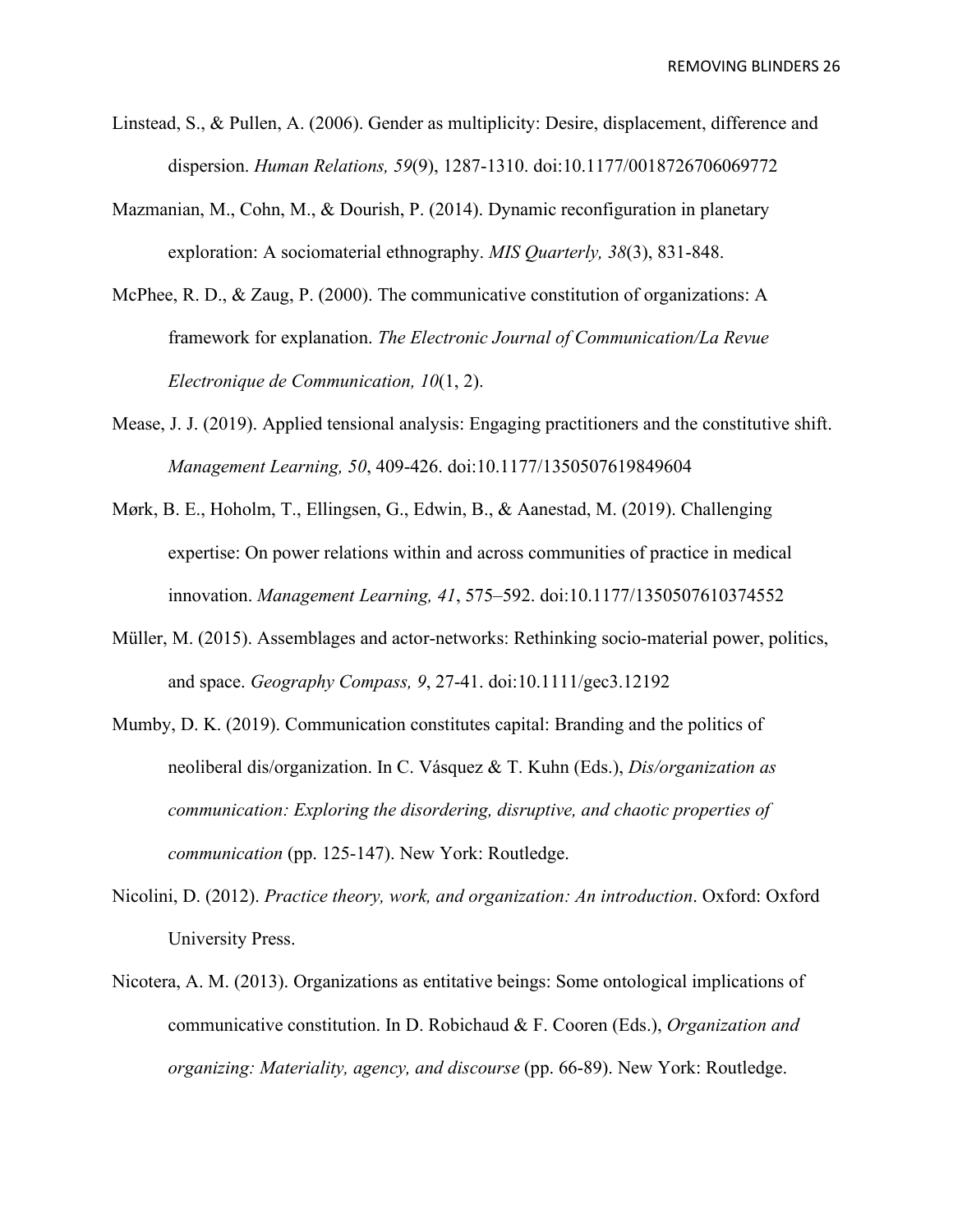Linstead, S., & Pullen, A. (2006). Gender as multiplicity: Desire, displacement, difference and dispersion. *Human Relations, 59*(9), 1287-1310. doi:10.1177/0018726706069772

Mazmanian, M., Cohn, M., & Dourish, P. (2014). Dynamic reconfiguration in planetary exploration: A sociomaterial ethnography. *MIS Quarterly, 38*(3), 831-848.

McPhee, R. D., & Zaug, P. (2000). The communicative constitution of organizations: A framework for explanation. *The Electronic Journal of Communication/La Revue Electronique de Communication, 10*(1, 2).

Mease, J. J. (2019). Applied tensional analysis: Engaging practitioners and the constitutive shift. *Management Learning, 50*, 409-426. doi:10.1177/1350507619849604

Mørk, B. E., Hoholm, T., Ellingsen, G., Edwin, B., & Aanestad, M. (2019). Challenging expertise: On power relations within and across communities of practice in medical innovation. *Management Learning, 41*, 575–592. doi:10.1177/1350507610374552

Müller, M. (2015). Assemblages and actor-networks: Rethinking socio-material power, politics, and space. *Geography Compass, 9*, 27-41. doi:10.1111/gec3.12192

Mumby, D. K. (2019). Communication constitutes capital: Branding and the politics of neoliberal dis/organization. In C. Vásquez & T. Kuhn (Eds.), *Dis/organization as communication: Exploring the disordering, disruptive, and chaotic properties of communication* (pp. 125-147). New York: Routledge.

Nicolini, D. (2012). *Practice theory, work, and organization: An introduction*. Oxford: Oxford University Press.

Nicotera, A. M. (2013). Organizations as entitative beings: Some ontological implications of communicative constitution. In D. Robichaud & F. Cooren (Eds.), *Organization and organizing: Materiality, agency, and discourse* (pp. 66-89). New York: Routledge.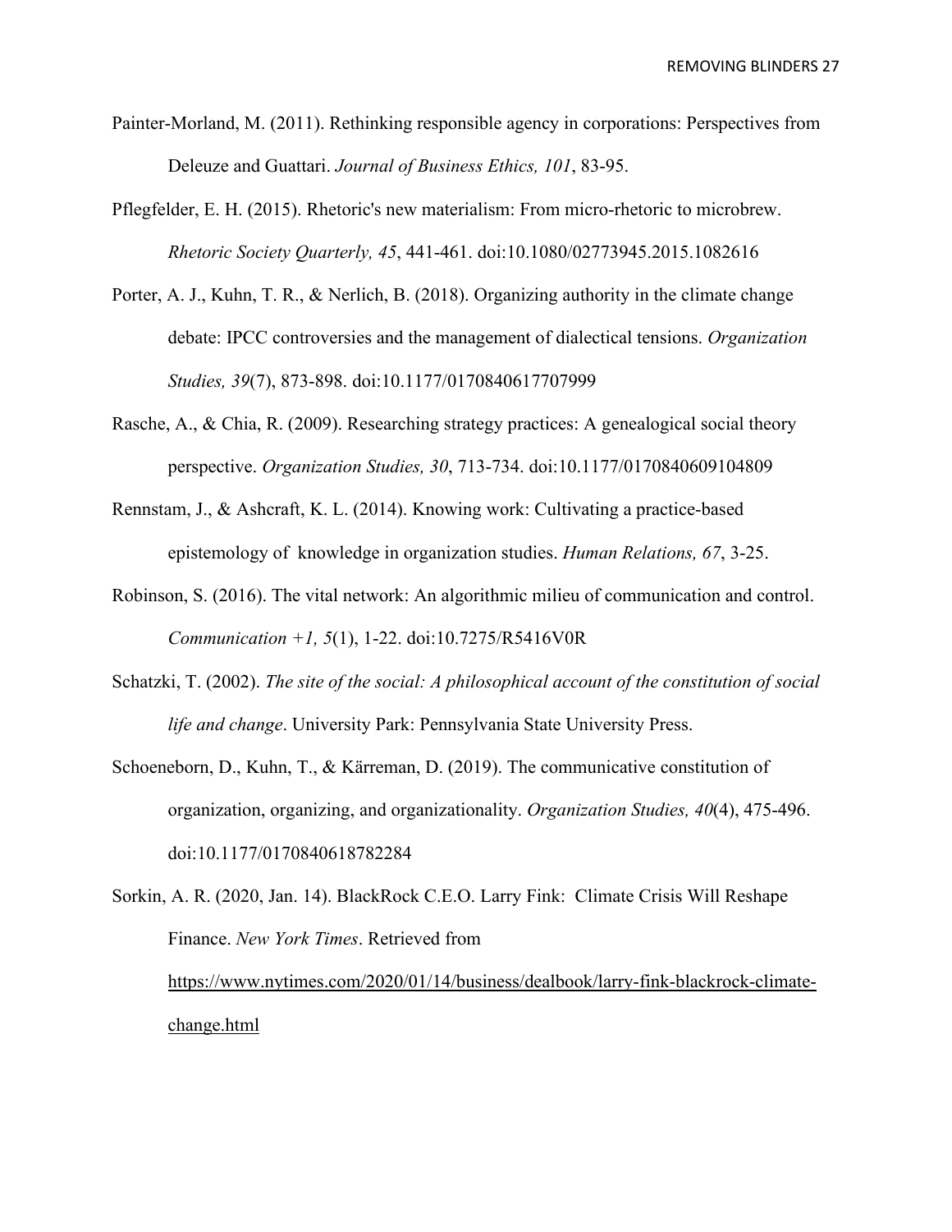Painter-Morland, M. (2011). Rethinking responsible agency in corporations: Perspectives from Deleuze and Guattari. *Journal of Business Ethics, 101*, 83-95.

Pflegfelder, E. H. (2015). Rhetoric's new materialism: From micro-rhetoric to microbrew. *Rhetoric Society Quarterly, 45*, 441-461. doi:10.1080/02773945.2015.1082616

Porter, A. J., Kuhn, T. R., & Nerlich, B. (2018). Organizing authority in the climate change debate: IPCC controversies and the management of dialectical tensions. *Organization Studies, 39*(7), 873-898. doi:10.1177/0170840617707999

Rasche, A., & Chia, R. (2009). Researching strategy practices: A genealogical social theory perspective. *Organization Studies, 30*, 713-734. doi:10.1177/0170840609104809

Rennstam, J., & Ashcraft, K. L. (2014). Knowing work: Cultivating a practice-based epistemology of knowledge in organization studies. *Human Relations, 67*, 3-25.

Robinson, S. (2016). The vital network: An algorithmic milieu of communication and control. *Communication +1, 5*(1), 1-22. doi:10.7275/R5416V0R

Schatzki, T. (2002). *The site of the social: A philosophical account of the constitution of social life and change*. University Park: Pennsylvania State University Press.

Schoeneborn, D., Kuhn, T., & Kärreman, D. (2019). The communicative constitution of organization, organizing, and organizationality. *Organization Studies, 40*(4), 475-496. doi:10.1177/0170840618782284

Sorkin, A. R. (2020, Jan. 14). BlackRock C.E.O. Larry Fink: Climate Crisis Will Reshape Finance. *New York Times*. Retrieved from https://www.nytimes.com/2020/01/14/business/dealbook/larry-fink-blackrock-climate-change.html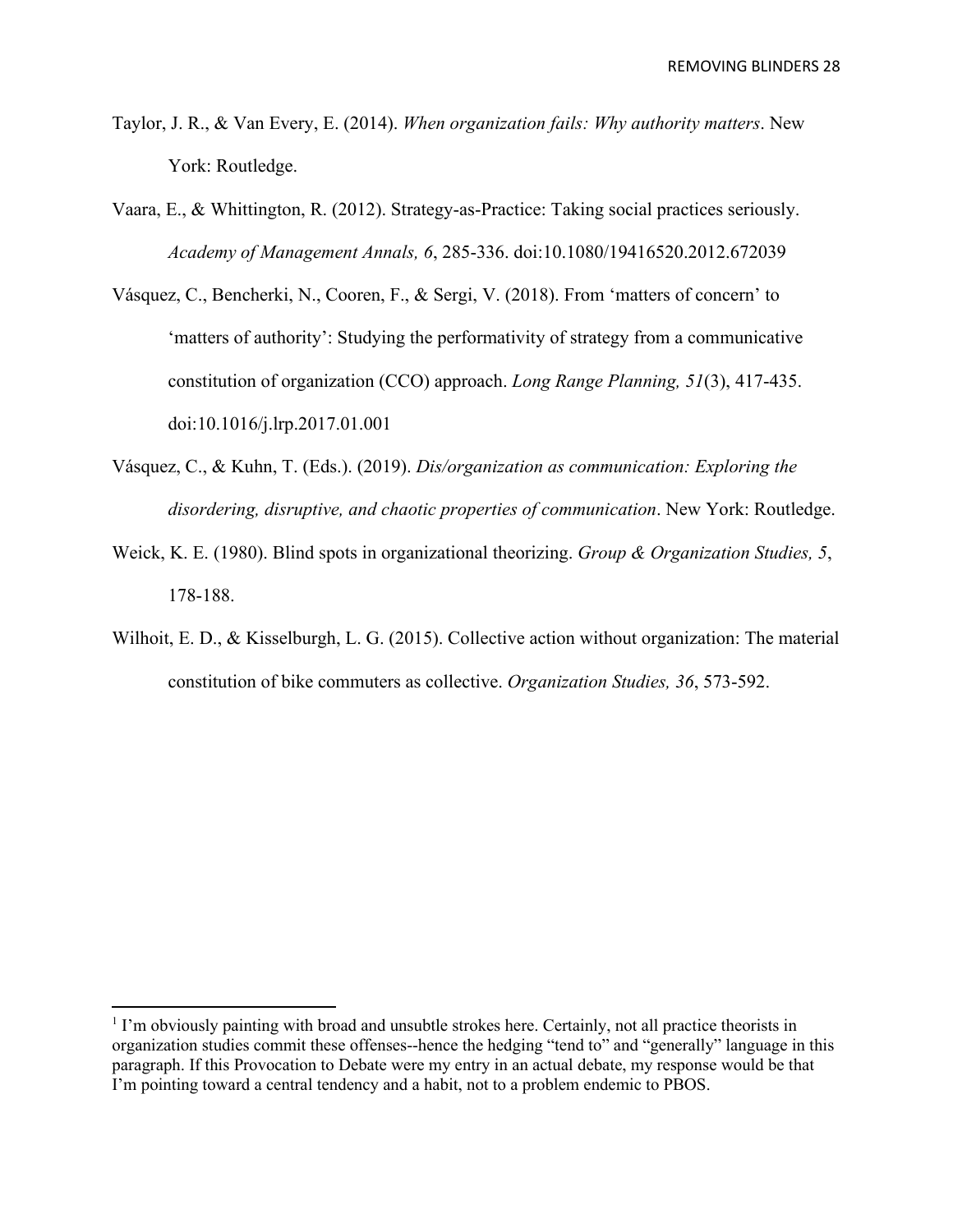Taylor, J. R., & Van Every, E. (2014). *When organization fails: Why authority matters*. New York: Routledge.

Vaara, E., & Whittington, R. (2012). Strategy-as-Practice: Taking social practices seriously. *Academy of Management Annals, 6*, 285-336. doi:10.1080/19416520.2012.672039

Vásquez, C., Bencherki, N., Cooren, F., & Sergi, V. (2018). From 'matters of concern' to 'matters of authority': Studying the performativity of strategy from a communicative constitution of organization (CCO) approach. *Long Range Planning, 51*(3), 417-435. doi:10.1016/j.lrp.2017.01.001

Vásquez, C., & Kuhn, T. (Eds.). (2019). *Dis/organization as communication: Exploring the disordering, disruptive, and chaotic properties of communication*. New York: Routledge.

Weick, K. E. (1980). Blind spots in organizational theorizing. *Group & Organization Studies, 5*, 178-188.

Wilhoit, E. D., & Kisselburgh, L. G. (2015). Collective action without organization: The material constitution of bike commuters as collective. *Organization Studies, 36*, 573-592.

---

[1] I'm obviously painting with broad and unsubtle strokes here. Certainly, not all practice theorists in organization studies commit these offenses--hence the hedging "tend to" and "generally" language in this paragraph. If this Provocation to Debate were my entry in an actual debate, my response would be that I'm pointing toward a central tendency and a habit, not to a problem endemic to PBOS.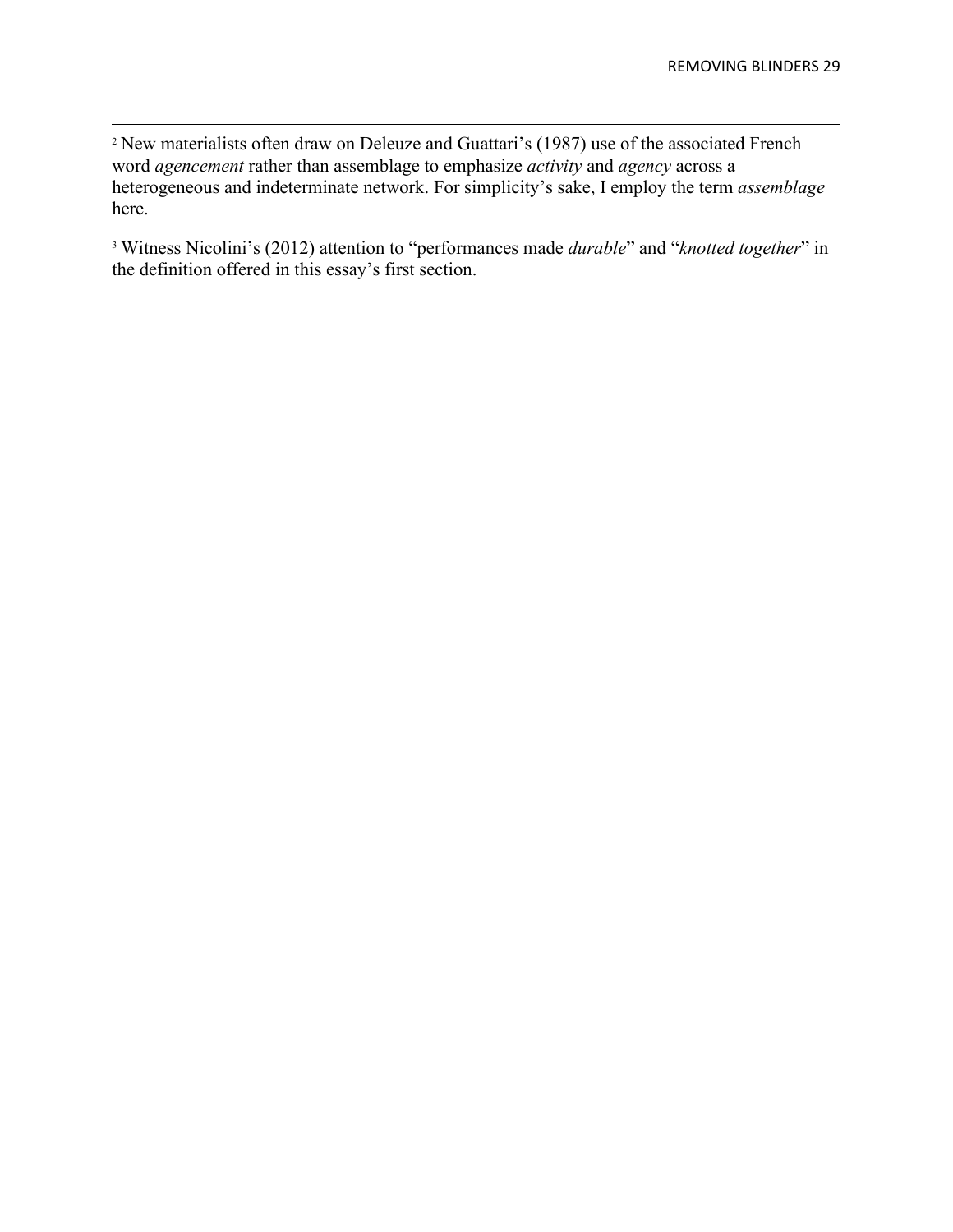[2] New materialists often draw on Deleuze and Guattari's (1987) use of the associated French word *agencement* rather than assemblage to emphasize *activity* and *agency* across a heterogeneous and indeterminate network. For simplicity's sake, I employ the term *assemblage* here.

[3] Witness Nicolini's (2012) attention to "performances made *durable*" and "*knotted together*" in the definition offered in this essay's first section.